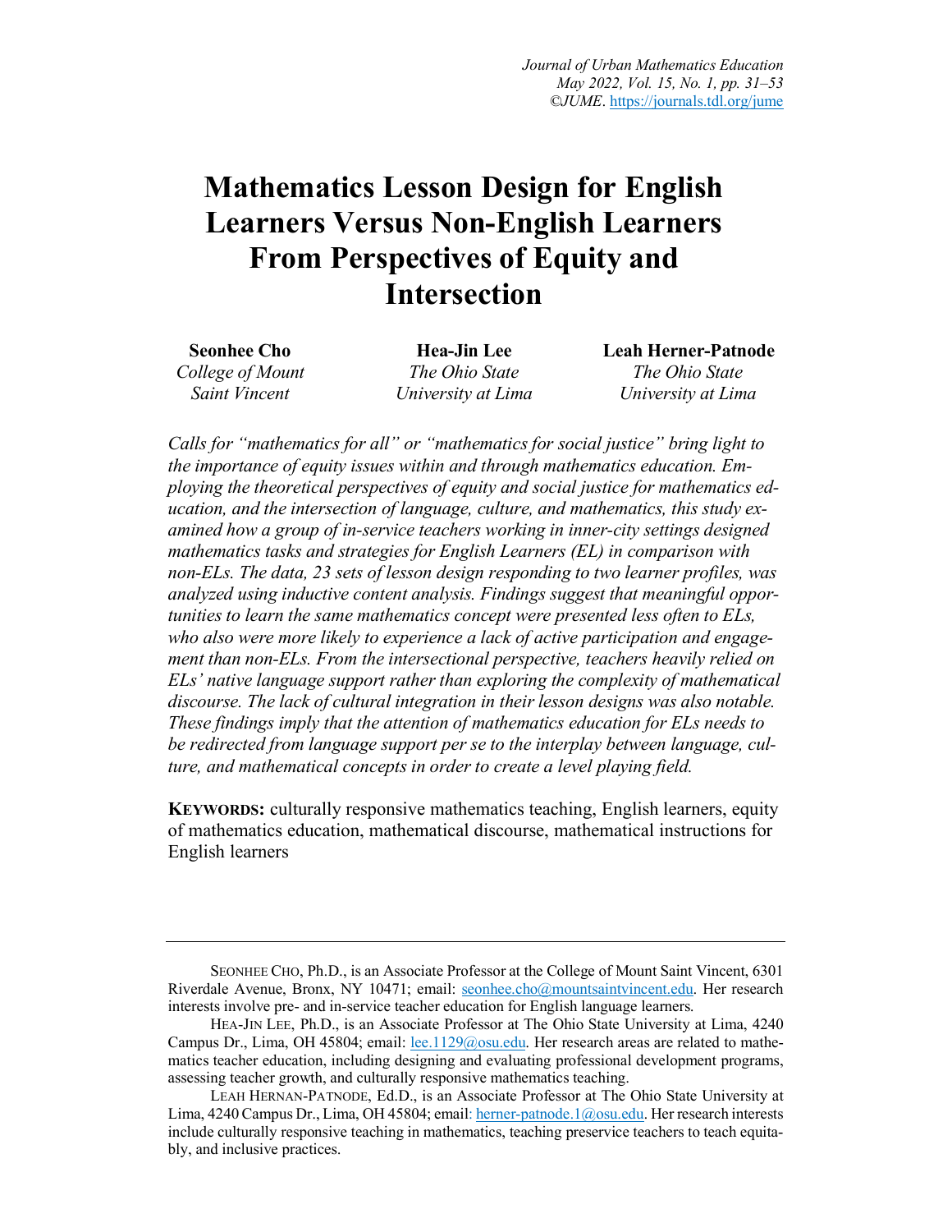# Mathematics Lesson Design for English Learners Versus Non-English Learners From Perspectives of Equity and Intersection

**Seonhee Cho**
*College of Mount Saint Vincent*

**Hea-Jin Lee**
*The Ohio State University at Lima*

**Leah Herner-Patnode**
*The Ohio State University at Lima*

*Calls for "mathematics for all" or "mathematics for social justice" bring light to the importance of equity issues within and through mathematics education. Employing the theoretical perspectives of equity and social justice for mathematics education, and the intersection of language, culture, and mathematics, this study examined how a group of in-service teachers working in inner-city settings designed mathematics tasks and strategies for English Learners (EL) in comparison with non-ELs. The data, 23 sets of lesson design responding to two learner profiles, was analyzed using inductive content analysis. Findings suggest that meaningful opportunities to learn the same mathematics concept were presented less often to ELs, who also were more likely to experience a lack of active participation and engagement than non-ELs. From the intersectional perspective, teachers heavily relied on ELs' native language support rather than exploring the complexity of mathematical discourse. The lack of cultural integration in their lesson designs was also notable. These findings imply that the attention of mathematics education for ELs needs to be redirected from language support per se to the interplay between language, culture, and mathematical concepts in order to create a level playing field.*

**KEYWORDS:** culturally responsive mathematics teaching, English learners, equity of mathematics education, mathematical discourse, mathematical instructions for English learners

---

SEONHEE CHO, Ph.D., is an Associate Professor at the College of Mount Saint Vincent, 6301 Riverdale Avenue, Bronx, NY 10471; email: seonhee.cho@mountsaintvincent.edu. Her research interests involve pre- and in-service teacher education for English language learners.

HEA-JIN LEE, Ph.D., is an Associate Professor at The Ohio State University at Lima, 4240 Campus Dr., Lima, OH 45804; email: lee.1129@osu.edu. Her research areas are related to mathematics teacher education, including designing and evaluating professional development programs, assessing teacher growth, and culturally responsive mathematics teaching.

LEAH HERNAN-PATNODE, Ed.D., is an Associate Professor at The Ohio State University at Lima, 4240 Campus Dr., Lima, OH 45804; email: herner-patnode.1@osu.edu. Her research interests include culturally responsive teaching in mathematics, teaching preservice teachers to teach equitably, and inclusive practices.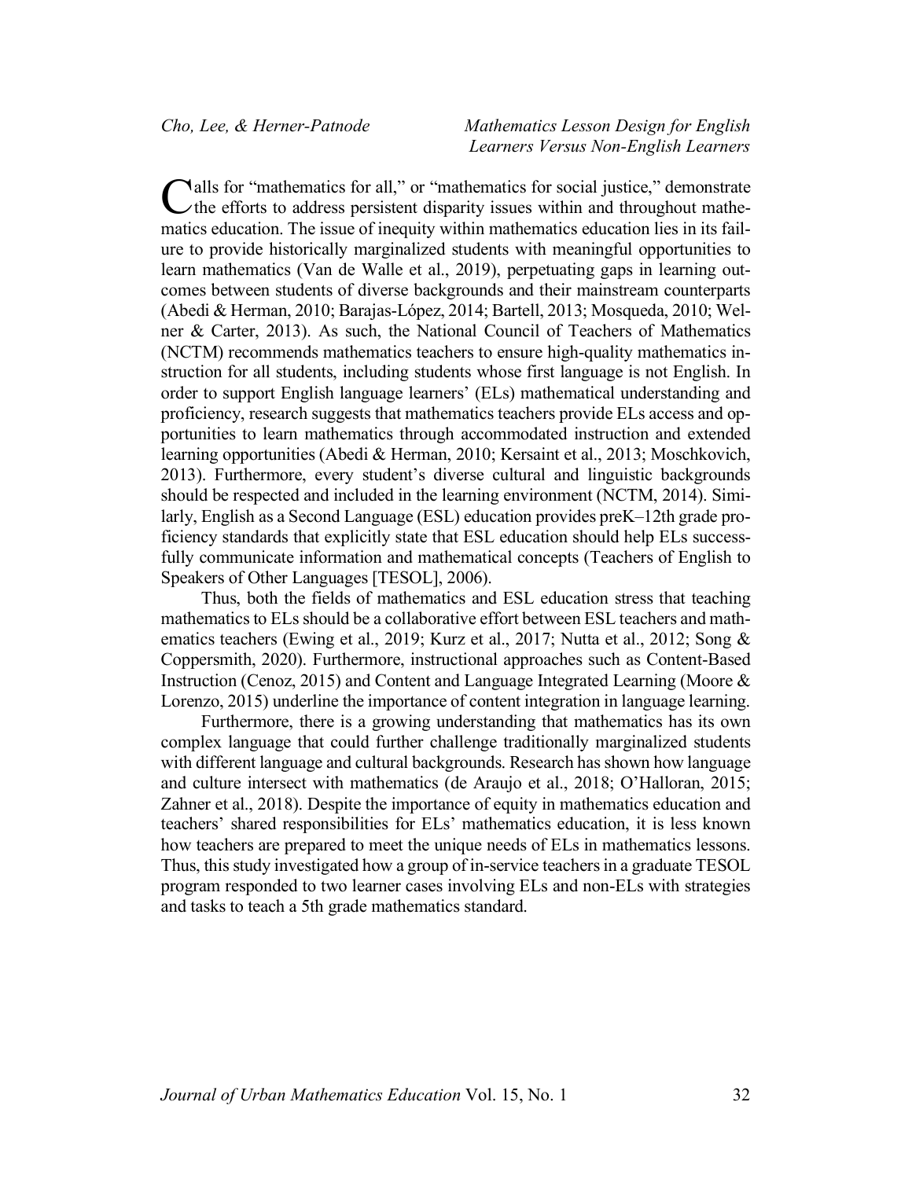Calls for "mathematics for all," or "mathematics for social justice," demonstrate the efforts to address persistent disparity issues within and throughout mathematics education. The issue of inequity within mathematics education lies in its failure to provide historically marginalized students with meaningful opportunities to learn mathematics (Van de Walle et al., 2019), perpetuating gaps in learning outcomes between students of diverse backgrounds and their mainstream counterparts (Abedi & Herman, 2010; Barajas-López, 2014; Bartell, 2013; Mosqueda, 2010; Welner & Carter, 2013). As such, the National Council of Teachers of Mathematics (NCTM) recommends mathematics teachers to ensure high-quality mathematics instruction for all students, including students whose first language is not English. In order to support English language learners' (ELs) mathematical understanding and proficiency, research suggests that mathematics teachers provide ELs access and opportunities to learn mathematics through accommodated instruction and extended learning opportunities (Abedi & Herman, 2010; Kersaint et al., 2013; Moschkovich, 2013). Furthermore, every student's diverse cultural and linguistic backgrounds should be respected and included in the learning environment (NCTM, 2014). Similarly, English as a Second Language (ESL) education provides preK–12th grade proficiency standards that explicitly state that ESL education should help ELs successfully communicate information and mathematical concepts (Teachers of English to Speakers of Other Languages [TESOL], 2006).

Thus, both the fields of mathematics and ESL education stress that teaching mathematics to ELs should be a collaborative effort between ESL teachers and mathematics teachers (Ewing et al., 2019; Kurz et al., 2017; Nutta et al., 2012; Song & Coppersmith, 2020). Furthermore, instructional approaches such as Content-Based Instruction (Cenoz, 2015) and Content and Language Integrated Learning (Moore & Lorenzo, 2015) underline the importance of content integration in language learning.

Furthermore, there is a growing understanding that mathematics has its own complex language that could further challenge traditionally marginalized students with different language and cultural backgrounds. Research has shown how language and culture intersect with mathematics (de Araujo et al., 2018; O'Halloran, 2015; Zahner et al., 2018). Despite the importance of equity in mathematics education and teachers' shared responsibilities for ELs' mathematics education, it is less known how teachers are prepared to meet the unique needs of ELs in mathematics lessons. Thus, this study investigated how a group of in-service teachers in a graduate TESOL program responded to two learner cases involving ELs and non-ELs with strategies and tasks to teach a 5th grade mathematics standard.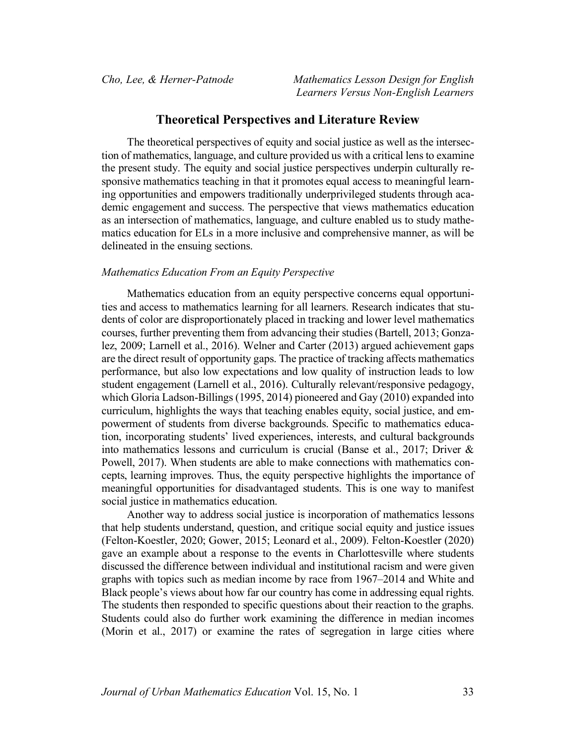## Theoretical Perspectives and Literature Review

The theoretical perspectives of equity and social justice as well as the intersection of mathematics, language, and culture provided us with a critical lens to examine the present study. The equity and social justice perspectives underpin culturally responsive mathematics teaching in that it promotes equal access to meaningful learning opportunities and empowers traditionally underprivileged students through academic engagement and success. The perspective that views mathematics education as an intersection of mathematics, language, and culture enabled us to study mathematics education for ELs in a more inclusive and comprehensive manner, as will be delineated in the ensuing sections.

### *Mathematics Education From an Equity Perspective*

Mathematics education from an equity perspective concerns equal opportunities and access to mathematics learning for all learners. Research indicates that students of color are disproportionately placed in tracking and lower level mathematics courses, further preventing them from advancing their studies (Bartell, 2013; Gonzalez, 2009; Larnell et al., 2016). Welner and Carter (2013) argued achievement gaps are the direct result of opportunity gaps. The practice of tracking affects mathematics performance, but also low expectations and low quality of instruction leads to low student engagement (Larnell et al., 2016). Culturally relevant/responsive pedagogy, which Gloria Ladson-Billings (1995, 2014) pioneered and Gay (2010) expanded into curriculum, highlights the ways that teaching enables equity, social justice, and empowerment of students from diverse backgrounds. Specific to mathematics education, incorporating students' lived experiences, interests, and cultural backgrounds into mathematics lessons and curriculum is crucial (Banse et al., 2017; Driver & Powell, 2017). When students are able to make connections with mathematics concepts, learning improves. Thus, the equity perspective highlights the importance of meaningful opportunities for disadvantaged students. This is one way to manifest social justice in mathematics education.

Another way to address social justice is incorporation of mathematics lessons that help students understand, question, and critique social equity and justice issues (Felton-Koestler, 2020; Gower, 2015; Leonard et al., 2009). Felton-Koestler (2020) gave an example about a response to the events in Charlottesville where students discussed the difference between individual and institutional racism and were given graphs with topics such as median income by race from 1967–2014 and White and Black people's views about how far our country has come in addressing equal rights. The students then responded to specific questions about their reaction to the graphs. Students could also do further work examining the difference in median incomes (Morin et al., 2017) or examine the rates of segregation in large cities where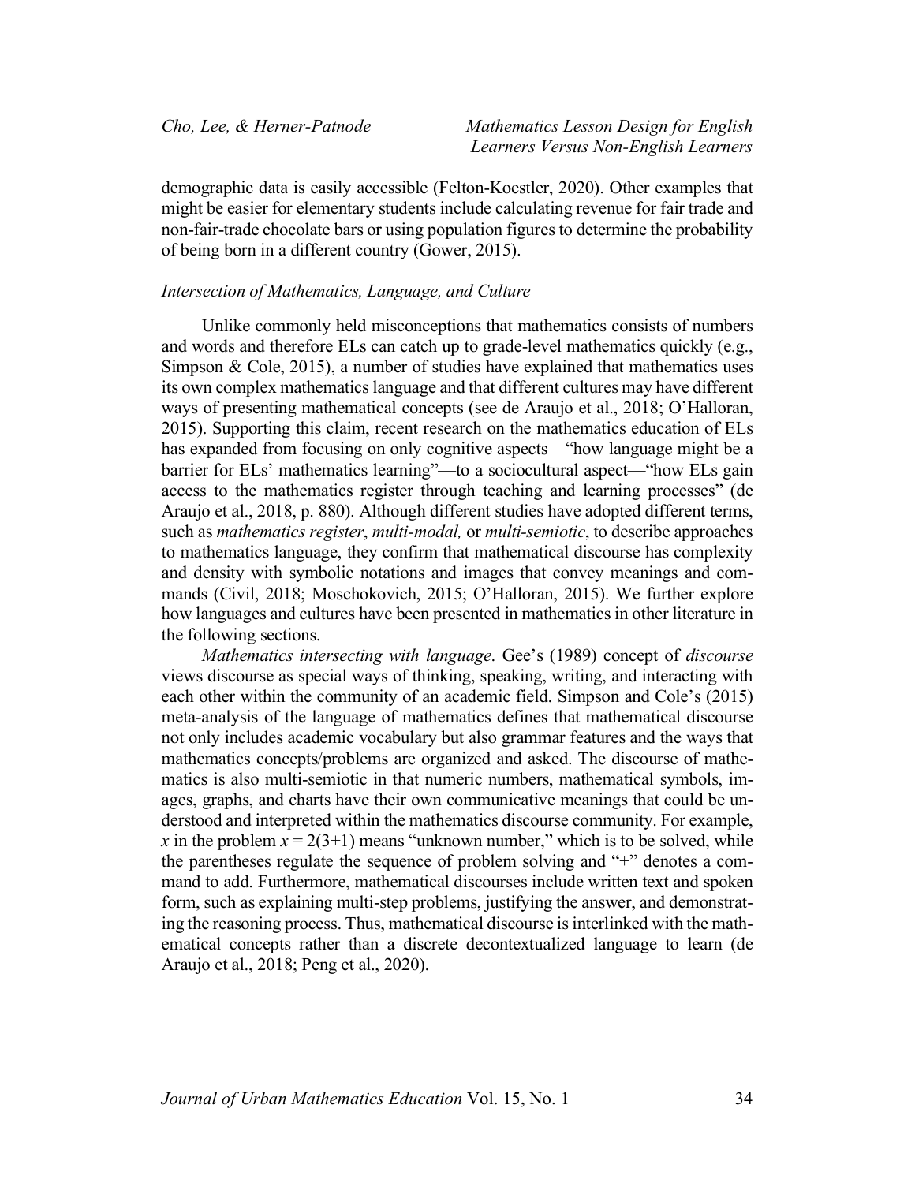demographic data is easily accessible (Felton-Koestler, 2020). Other examples that might be easier for elementary students include calculating revenue for fair trade and non-fair-trade chocolate bars or using population figures to determine the probability of being born in a different country (Gower, 2015).

### *Intersection of Mathematics, Language, and Culture*

Unlike commonly held misconceptions that mathematics consists of numbers and words and therefore ELs can catch up to grade-level mathematics quickly (e.g., Simpson & Cole, 2015), a number of studies have explained that mathematics uses its own complex mathematics language and that different cultures may have different ways of presenting mathematical concepts (see de Araujo et al., 2018; O'Halloran, 2015). Supporting this claim, recent research on the mathematics education of ELs has expanded from focusing on only cognitive aspects—"how language might be a barrier for ELs' mathematics learning"—to a sociocultural aspect—"how ELs gain access to the mathematics register through teaching and learning processes" (de Araujo et al., 2018, p. 880). Although different studies have adopted different terms, such as *mathematics register*, *multi-modal,* or *multi-semiotic*, to describe approaches to mathematics language, they confirm that mathematical discourse has complexity and density with symbolic notations and images that convey meanings and commands (Civil, 2018; Moschokovich, 2015; O'Halloran, 2015). We further explore how languages and cultures have been presented in mathematics in other literature in the following sections.

*Mathematics intersecting with language*. Gee's (1989) concept of *discourse* views discourse as special ways of thinking, speaking, writing, and interacting with each other within the community of an academic field. Simpson and Cole's (2015) meta-analysis of the language of mathematics defines that mathematical discourse not only includes academic vocabulary but also grammar features and the ways that mathematics concepts/problems are organized and asked. The discourse of mathematics is also multi-semiotic in that numeric numbers, mathematical symbols, images, graphs, and charts have their own communicative meanings that could be understood and interpreted within the mathematics discourse community. For example, $x$ in the problem $x = 2(3+1)$ means "unknown number," which is to be solved, while the parentheses regulate the sequence of problem solving and "+" denotes a command to add. Furthermore, mathematical discourses include written text and spoken form, such as explaining multi-step problems, justifying the answer, and demonstrating the reasoning process. Thus, mathematical discourse is interlinked with the mathematical concepts rather than a discrete decontextualized language to learn (de Araujo et al., 2018; Peng et al., 2020).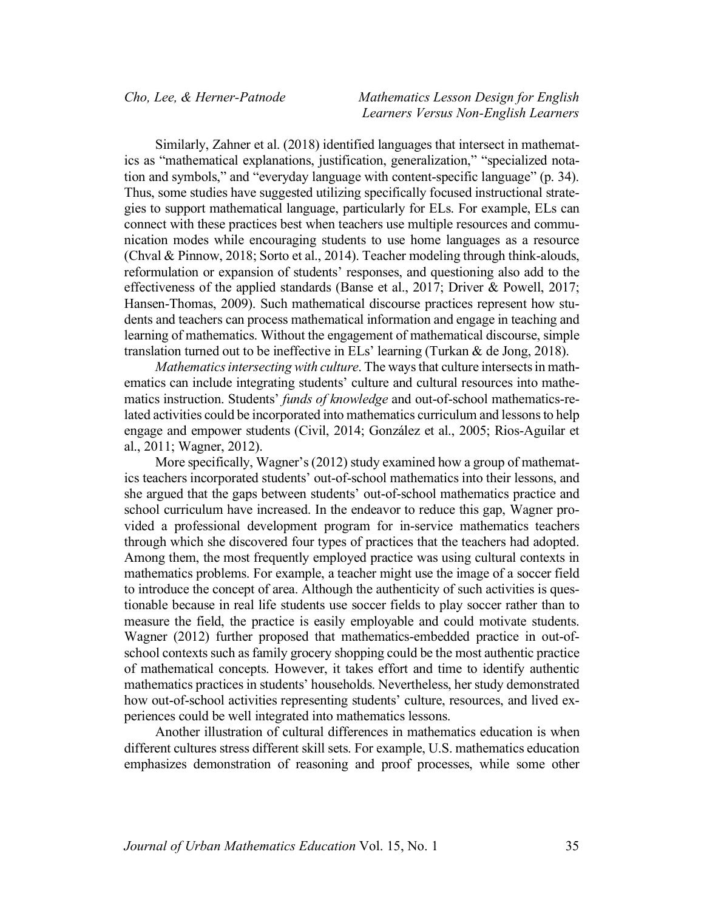Similarly, Zahner et al. (2018) identified languages that intersect in mathematics as "mathematical explanations, justification, generalization," "specialized notation and symbols," and "everyday language with content-specific language" (p. 34). Thus, some studies have suggested utilizing specifically focused instructional strategies to support mathematical language, particularly for ELs. For example, ELs can connect with these practices best when teachers use multiple resources and communication modes while encouraging students to use home languages as a resource (Chval & Pinnow, 2018; Sorto et al., 2014). Teacher modeling through think-alouds, reformulation or expansion of students' responses, and questioning also add to the effectiveness of the applied standards (Banse et al., 2017; Driver & Powell, 2017; Hansen-Thomas, 2009). Such mathematical discourse practices represent how students and teachers can process mathematical information and engage in teaching and learning of mathematics. Without the engagement of mathematical discourse, simple translation turned out to be ineffective in ELs' learning (Turkan & de Jong, 2018).

*Mathematics intersecting with culture*. The ways that culture intersects in mathematics can include integrating students' culture and cultural resources into mathematics instruction. Students' *funds of knowledge* and out-of-school mathematics-related activities could be incorporated into mathematics curriculum and lessons to help engage and empower students (Civil, 2014; González et al., 2005; Rios-Aguilar et al., 2011; Wagner, 2012).

More specifically, Wagner's (2012) study examined how a group of mathematics teachers incorporated students' out-of-school mathematics into their lessons, and she argued that the gaps between students' out-of-school mathematics practice and school curriculum have increased. In the endeavor to reduce this gap, Wagner provided a professional development program for in-service mathematics teachers through which she discovered four types of practices that the teachers had adopted. Among them, the most frequently employed practice was using cultural contexts in mathematics problems. For example, a teacher might use the image of a soccer field to introduce the concept of area. Although the authenticity of such activities is questionable because in real life students use soccer fields to play soccer rather than to measure the field, the practice is easily employable and could motivate students. Wagner (2012) further proposed that mathematics-embedded practice in out-of-school contexts such as family grocery shopping could be the most authentic practice of mathematical concepts. However, it takes effort and time to identify authentic mathematics practices in students' households. Nevertheless, her study demonstrated how out-of-school activities representing students' culture, resources, and lived experiences could be well integrated into mathematics lessons.

Another illustration of cultural differences in mathematics education is when different cultures stress different skill sets. For example, U.S. mathematics education emphasizes demonstration of reasoning and proof processes, while some other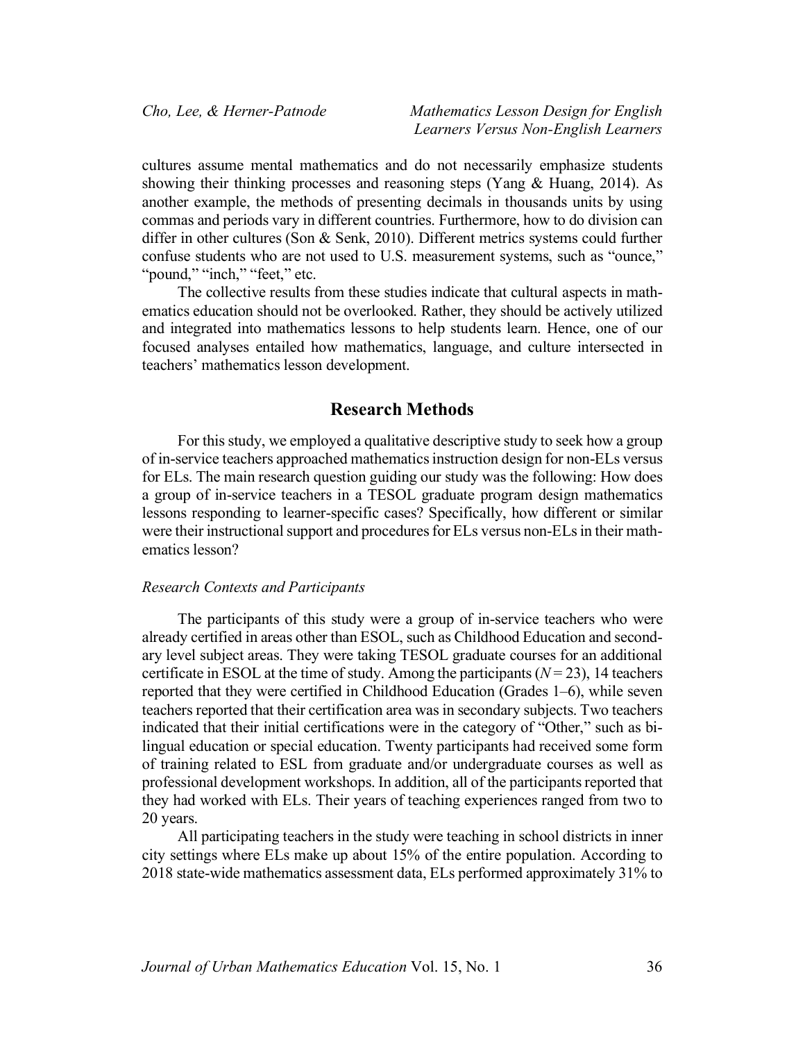cultures assume mental mathematics and do not necessarily emphasize students showing their thinking processes and reasoning steps (Yang & Huang, 2014). As another example, the methods of presenting decimals in thousands units by using commas and periods vary in different countries. Furthermore, how to do division can differ in other cultures (Son & Senk, 2010). Different metrics systems could further confuse students who are not used to U.S. measurement systems, such as "ounce," "pound," "inch," "feet," etc.

The collective results from these studies indicate that cultural aspects in mathematics education should not be overlooked. Rather, they should be actively utilized and integrated into mathematics lessons to help students learn. Hence, one of our focused analyses entailed how mathematics, language, and culture intersected in teachers' mathematics lesson development.

## Research Methods

For this study, we employed a qualitative descriptive study to seek how a group of in-service teachers approached mathematics instruction design for non-ELs versus for ELs. The main research question guiding our study was the following: How does a group of in-service teachers in a TESOL graduate program design mathematics lessons responding to learner-specific cases? Specifically, how different or similar were their instructional support and procedures for ELs versus non-ELs in their mathematics lesson?

### *Research Contexts and Participants*

The participants of this study were a group of in-service teachers who were already certified in areas other than ESOL, such as Childhood Education and secondary level subject areas. They were taking TESOL graduate courses for an additional certificate in ESOL at the time of study. Among the participants ($N = 23$), 14 teachers reported that they were certified in Childhood Education (Grades 1–6), while seven teachers reported that their certification area was in secondary subjects. Two teachers indicated that their initial certifications were in the category of "Other," such as bilingual education or special education. Twenty participants had received some form of training related to ESL from graduate and/or undergraduate courses as well as professional development workshops. In addition, all of the participants reported that they had worked with ELs. Their years of teaching experiences ranged from two to 20 years.

All participating teachers in the study were teaching in school districts in inner city settings where ELs make up about 15% of the entire population. According to 2018 state-wide mathematics assessment data, ELs performed approximately 31% to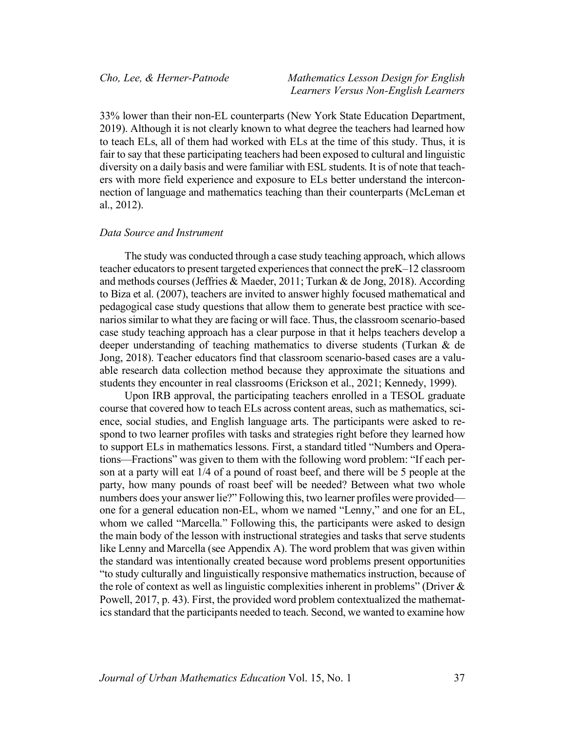33% lower than their non-EL counterparts (New York State Education Department, 2019). Although it is not clearly known to what degree the teachers had learned how to teach ELs, all of them had worked with ELs at the time of this study. Thus, it is fair to say that these participating teachers had been exposed to cultural and linguistic diversity on a daily basis and were familiar with ESL students. It is of note that teachers with more field experience and exposure to ELs better understand the interconnection of language and mathematics teaching than their counterparts (McLeman et al., 2012).

### *Data Source and Instrument*

The study was conducted through a case study teaching approach, which allows teacher educators to present targeted experiences that connect the preK–12 classroom and methods courses (Jeffries & Maeder, 2011; Turkan & de Jong, 2018). According to Biza et al. (2007), teachers are invited to answer highly focused mathematical and pedagogical case study questions that allow them to generate best practice with scenarios similar to what they are facing or will face. Thus, the classroom scenario-based case study teaching approach has a clear purpose in that it helps teachers develop a deeper understanding of teaching mathematics to diverse students (Turkan & de Jong, 2018). Teacher educators find that classroom scenario-based cases are a valuable research data collection method because they approximate the situations and students they encounter in real classrooms (Erickson et al., 2021; Kennedy, 1999).

Upon IRB approval, the participating teachers enrolled in a TESOL graduate course that covered how to teach ELs across content areas, such as mathematics, science, social studies, and English language arts. The participants were asked to respond to two learner profiles with tasks and strategies right before they learned how to support ELs in mathematics lessons. First, a standard titled "Numbers and Operations—Fractions" was given to them with the following word problem: "If each person at a party will eat 1/4 of a pound of roast beef, and there will be 5 people at the party, how many pounds of roast beef will be needed? Between what two whole numbers does your answer lie?" Following this, two learner profiles were provided—one for a general education non-EL, whom we named "Lenny," and one for an EL, whom we called "Marcella." Following this, the participants were asked to design the main body of the lesson with instructional strategies and tasks that serve students like Lenny and Marcella (see Appendix A). The word problem that was given within the standard was intentionally created because word problems present opportunities "to study culturally and linguistically responsive mathematics instruction, because of the role of context as well as linguistic complexities inherent in problems" (Driver & Powell, 2017, p. 43). First, the provided word problem contextualized the mathematics standard that the participants needed to teach. Second, we wanted to examine how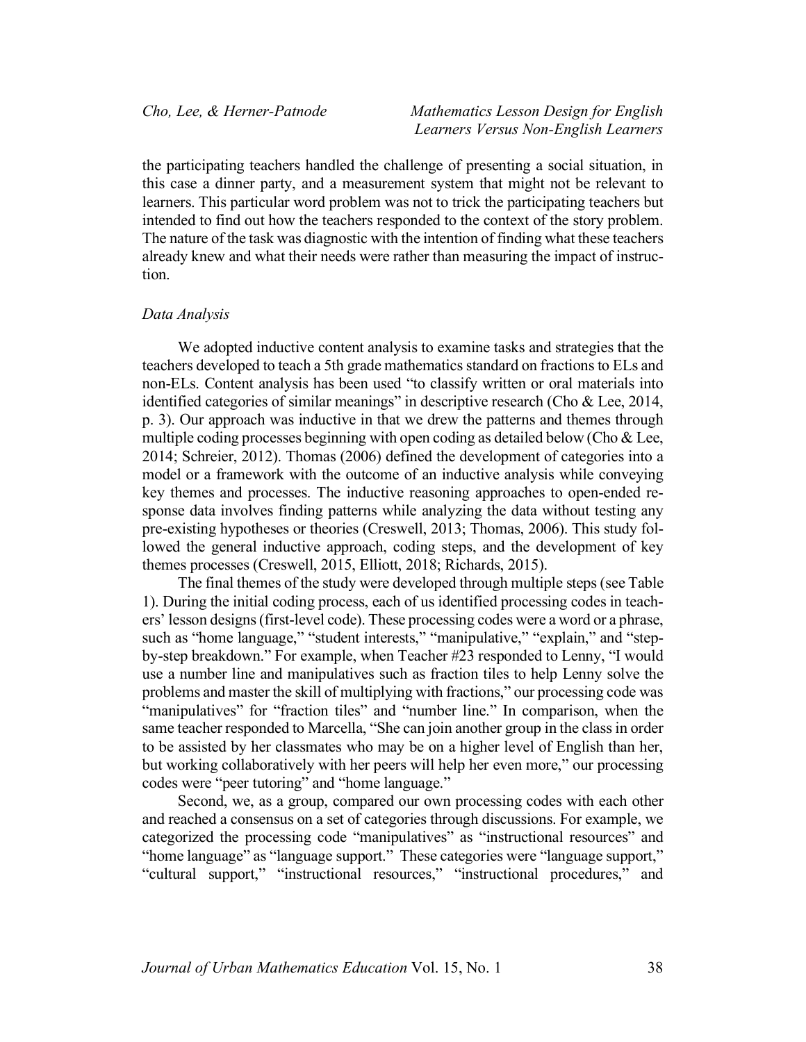the participating teachers handled the challenge of presenting a social situation, in this case a dinner party, and a measurement system that might not be relevant to learners. This particular word problem was not to trick the participating teachers but intended to find out how the teachers responded to the context of the story problem. The nature of the task was diagnostic with the intention of finding what these teachers already knew and what their needs were rather than measuring the impact of instruction.

### *Data Analysis*

We adopted inductive content analysis to examine tasks and strategies that the teachers developed to teach a 5th grade mathematics standard on fractions to ELs and non-ELs. Content analysis has been used "to classify written or oral materials into identified categories of similar meanings" in descriptive research (Cho & Lee, 2014, p. 3). Our approach was inductive in that we drew the patterns and themes through multiple coding processes beginning with open coding as detailed below (Cho & Lee, 2014; Schreier, 2012). Thomas (2006) defined the development of categories into a model or a framework with the outcome of an inductive analysis while conveying key themes and processes. The inductive reasoning approaches to open-ended response data involves finding patterns while analyzing the data without testing any pre-existing hypotheses or theories (Creswell, 2013; Thomas, 2006). This study followed the general inductive approach, coding steps, and the development of key themes processes (Creswell, 2015, Elliott, 2018; Richards, 2015).

The final themes of the study were developed through multiple steps (see Table 1). During the initial coding process, each of us identified processing codes in teachers' lesson designs (first-level code). These processing codes were a word or a phrase, such as "home language," "student interests," "manipulative," "explain," and "step-by-step breakdown." For example, when Teacher #23 responded to Lenny, "I would use a number line and manipulatives such as fraction tiles to help Lenny solve the problems and master the skill of multiplying with fractions," our processing code was "manipulatives" for "fraction tiles" and "number line." In comparison, when the same teacher responded to Marcella, "She can join another group in the class in order to be assisted by her classmates who may be on a higher level of English than her, but working collaboratively with her peers will help her even more," our processing codes were "peer tutoring" and "home language."

Second, we, as a group, compared our own processing codes with each other and reached a consensus on a set of categories through discussions. For example, we categorized the processing code "manipulatives" as "instructional resources" and "home language" as "language support." These categories were "language support," "cultural support," "instructional resources," "instructional procedures," and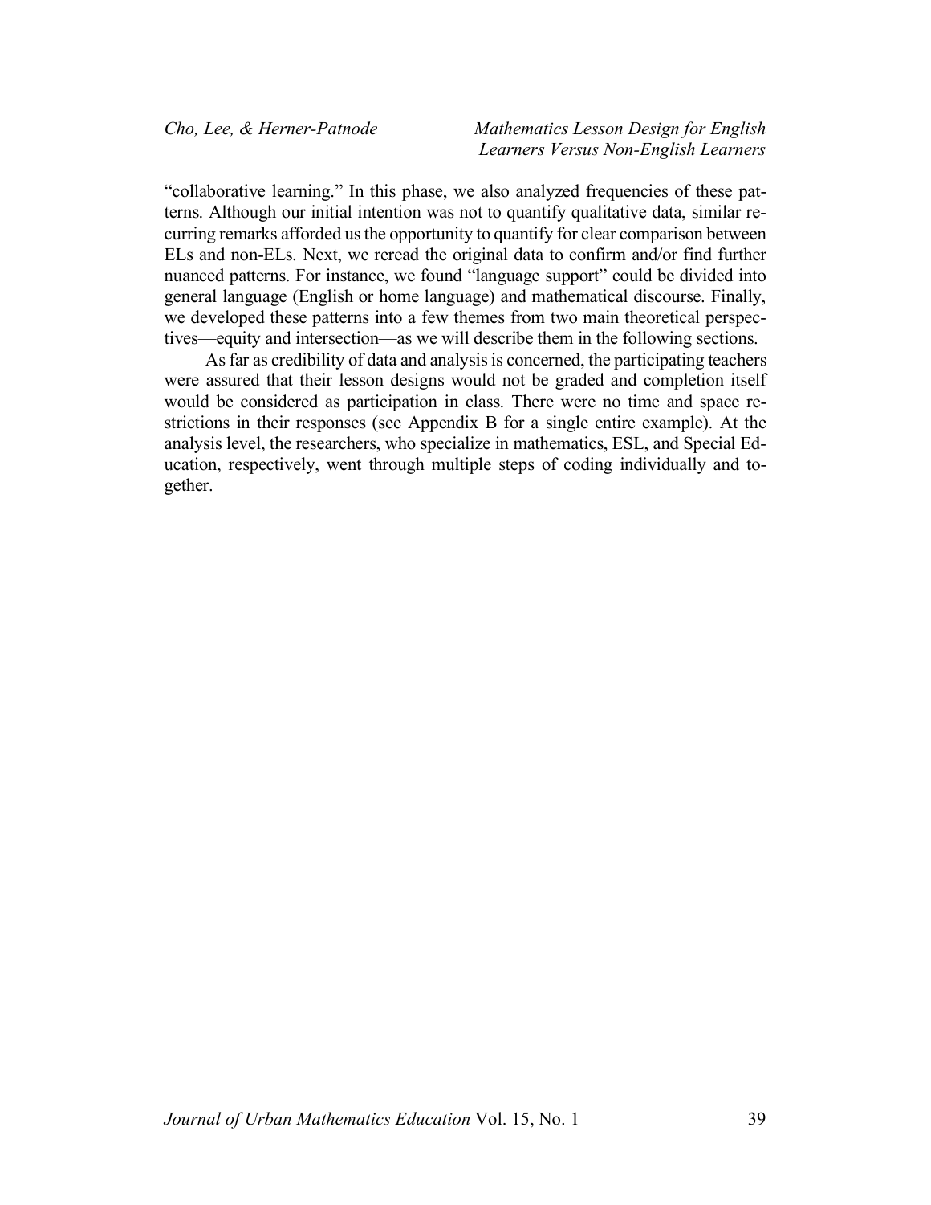"collaborative learning." In this phase, we also analyzed frequencies of these patterns. Although our initial intention was not to quantify qualitative data, similar recurring remarks afforded us the opportunity to quantify for clear comparison between ELs and non-ELs. Next, we reread the original data to confirm and/or find further nuanced patterns. For instance, we found "language support" could be divided into general language (English or home language) and mathematical discourse. Finally, we developed these patterns into a few themes from two main theoretical perspectives—equity and intersection—as we will describe them in the following sections.

As far as credibility of data and analysis is concerned, the participating teachers were assured that their lesson designs would not be graded and completion itself would be considered as participation in class. There were no time and space restrictions in their responses (see Appendix B for a single entire example). At the analysis level, the researchers, who specialize in mathematics, ESL, and Special Education, respectively, went through multiple steps of coding individually and together.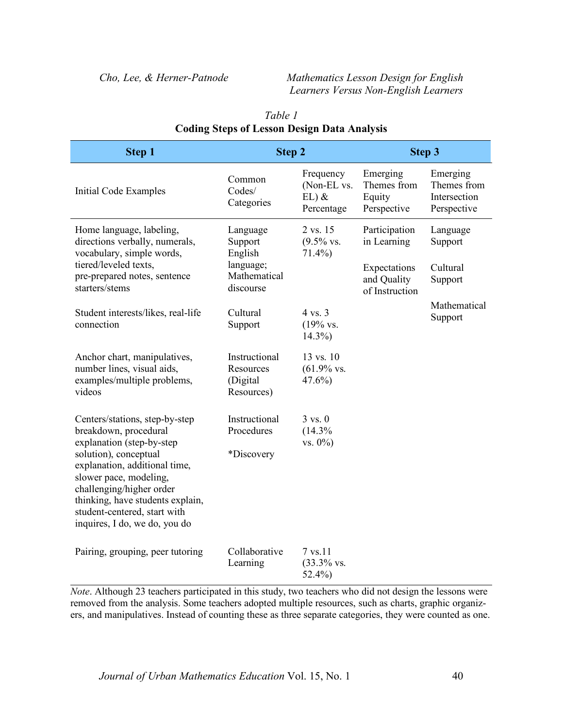*Table 1*
**Coding Steps of Lesson Design Data Analysis**

| Step 1 | Step 2 | | Step 3 | |
|---|---|---|---|---|
| Initial Code Examples | Common Codes/ Categories | Frequency (Non-EL vs. EL) & Percentage | Emerging Themes from Equity Perspective | Emerging Themes from Intersection Perspective |
| Home language, labeling, directions verbally, numerals, vocabulary, simple words, tiered/leveled texts, pre-prepared notes, sentence starters/stems | Language Support English language; Mathematical discourse | 2 vs. 15 (9.5% vs. 71.4%) | Participation in Learning<br><br>Expectations and Quality of Instruction | Language Support<br><br>Cultural Support<br><br>Mathematical Support |
| Student interests/likes, real-life connection | Cultural Support | 4 vs. 3 (19% vs. 14.3%) | | |
| Anchor chart, manipulatives, number lines, visual aids, examples/multiple problems, videos | Instructional Resources (Digital Resources) | 13 vs. 10 (61.9% vs. 47.6%) | | |
| Centers/stations, step-by-step breakdown, procedural explanation (step-by-step solution), conceptual explanation, additional time, slower pace, modeling, challenging/higher order thinking, have students explain, student-centered, start with inquires, I do, we do, you do | Instructional Procedures<br><br>*Discovery | 3 vs. 0 (14.3% vs. 0%) | | |
| Pairing, grouping, peer tutoring | Collaborative Learning | 7 vs.11 (33.3% vs. 52.4%) | | |

*Note*. Although 23 teachers participated in this study, two teachers who did not design the lessons were removed from the analysis. Some teachers adopted multiple resources, such as charts, graphic organizers, and manipulatives. Instead of counting these as three separate categories, they were counted as one.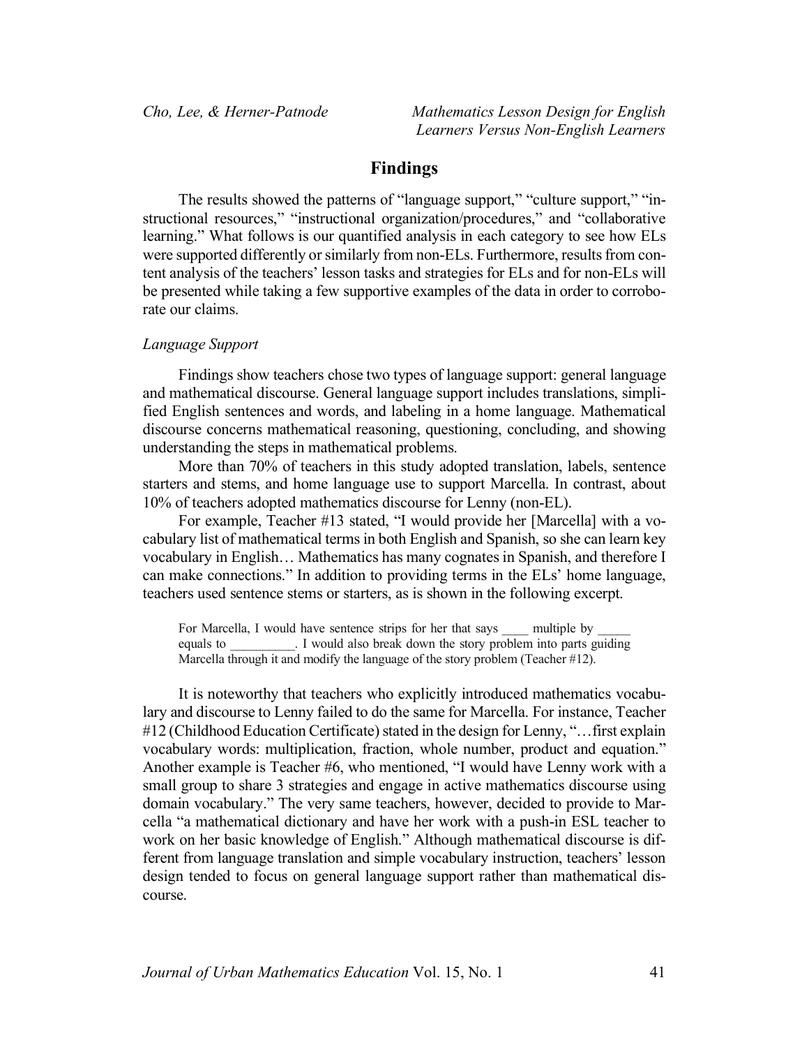## Findings

The results showed the patterns of "language support," "culture support," "instructional resources," "instructional organization/procedures," and "collaborative learning." What follows is our quantified analysis in each category to see how ELs were supported differently or similarly from non-ELs. Furthermore, results from content analysis of the teachers' lesson tasks and strategies for ELs and for non-ELs will be presented while taking a few supportive examples of the data in order to corroborate our claims.

### *Language Support*

Findings show teachers chose two types of language support: general language and mathematical discourse. General language support includes translations, simplified English sentences and words, and labeling in a home language. Mathematical discourse concerns mathematical reasoning, questioning, concluding, and showing understanding the steps in mathematical problems.

More than 70% of teachers in this study adopted translation, labels, sentence starters and stems, and home language use to support Marcella. In contrast, about 10% of teachers adopted mathematics discourse for Lenny (non-EL).

For example, Teacher #13 stated, "I would provide her [Marcella] with a vocabulary list of mathematical terms in both English and Spanish, so she can learn key vocabulary in English… Mathematics has many cognates in Spanish, and therefore I can make connections." In addition to providing terms in the ELs' home language, teachers used sentence stems or starters, as is shown in the following excerpt.

> For Marcella, I would have sentence strips for her that says ____ multiple by _____ equals to __________. I would also break down the story problem into parts guiding Marcella through it and modify the language of the story problem (Teacher #12).

It is noteworthy that teachers who explicitly introduced mathematics vocabulary and discourse to Lenny failed to do the same for Marcella. For instance, Teacher #12 (Childhood Education Certificate) stated in the design for Lenny, "…first explain vocabulary words: multiplication, fraction, whole number, product and equation." Another example is Teacher #6, who mentioned, "I would have Lenny work with a small group to share 3 strategies and engage in active mathematics discourse using domain vocabulary." The very same teachers, however, decided to provide to Marcella "a mathematical dictionary and have her work with a push-in ESL teacher to work on her basic knowledge of English." Although mathematical discourse is different from language translation and simple vocabulary instruction, teachers' lesson design tended to focus on general language support rather than mathematical discourse.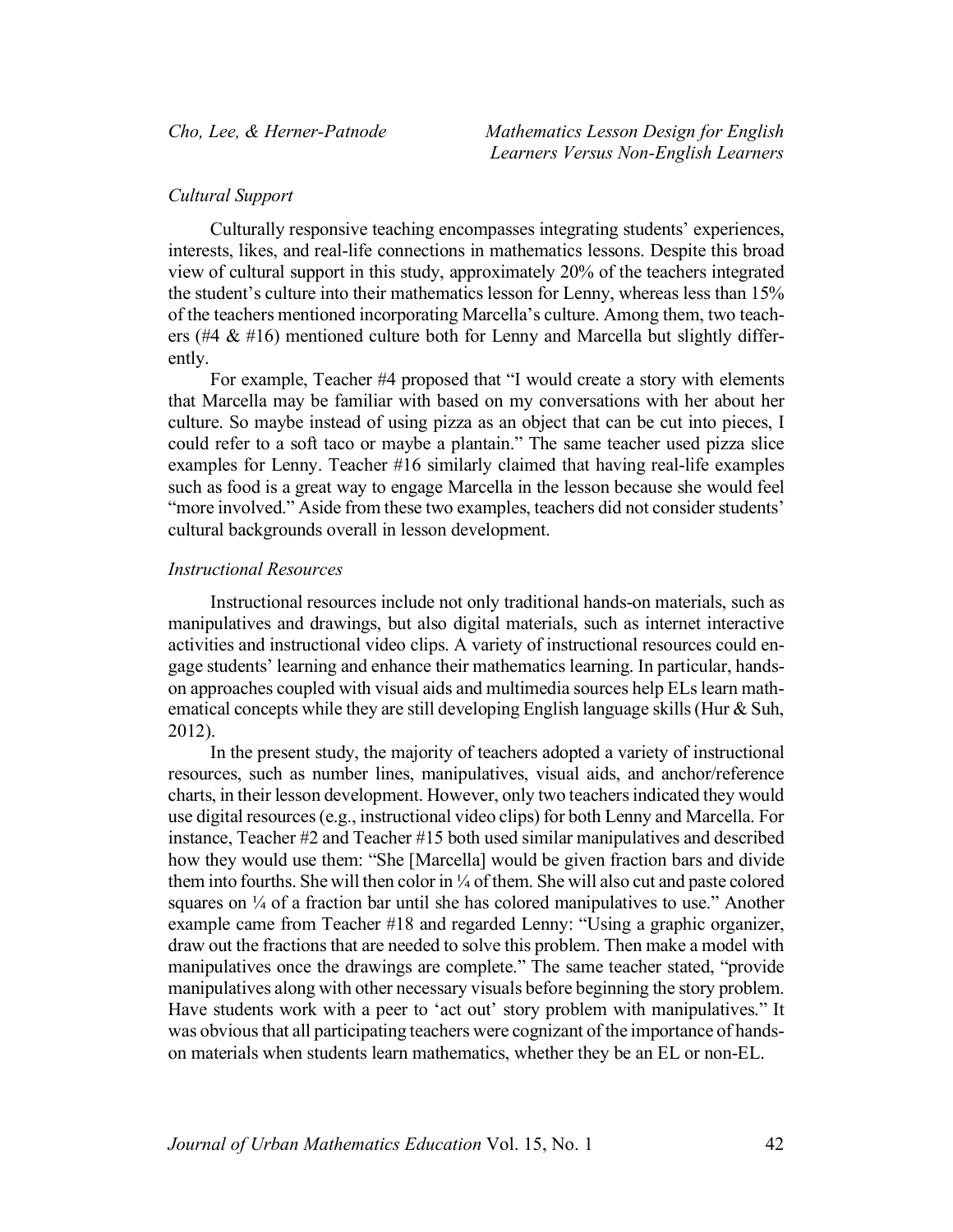### *Cultural Support*

Culturally responsive teaching encompasses integrating students' experiences, interests, likes, and real-life connections in mathematics lessons. Despite this broad view of cultural support in this study, approximately 20% of the teachers integrated the student's culture into their mathematics lesson for Lenny, whereas less than 15% of the teachers mentioned incorporating Marcella's culture. Among them, two teachers (#4 & #16) mentioned culture both for Lenny and Marcella but slightly differently.

For example, Teacher #4 proposed that "I would create a story with elements that Marcella may be familiar with based on my conversations with her about her culture. So maybe instead of using pizza as an object that can be cut into pieces, I could refer to a soft taco or maybe a plantain." The same teacher used pizza slice examples for Lenny. Teacher #16 similarly claimed that having real-life examples such as food is a great way to engage Marcella in the lesson because she would feel "more involved." Aside from these two examples, teachers did not consider students' cultural backgrounds overall in lesson development.

### *Instructional Resources*

Instructional resources include not only traditional hands-on materials, such as manipulatives and drawings, but also digital materials, such as internet interactive activities and instructional video clips. A variety of instructional resources could engage students' learning and enhance their mathematics learning. In particular, hands-on approaches coupled with visual aids and multimedia sources help ELs learn mathematical concepts while they are still developing English language skills (Hur & Suh, 2012).

In the present study, the majority of teachers adopted a variety of instructional resources, such as number lines, manipulatives, visual aids, and anchor/reference charts, in their lesson development. However, only two teachers indicated they would use digital resources (e.g., instructional video clips) for both Lenny and Marcella. For instance, Teacher #2 and Teacher #15 both used similar manipulatives and described how they would use them: "She [Marcella] would be given fraction bars and divide them into fourths. She will then color in ¼ of them. She will also cut and paste colored squares on ¼ of a fraction bar until she has colored manipulatives to use." Another example came from Teacher #18 and regarded Lenny: "Using a graphic organizer, draw out the fractions that are needed to solve this problem. Then make a model with manipulatives once the drawings are complete." The same teacher stated, "provide manipulatives along with other necessary visuals before beginning the story problem. Have students work with a peer to 'act out' story problem with manipulatives." It was obvious that all participating teachers were cognizant of the importance of hands-on materials when students learn mathematics, whether they be an EL or non-EL.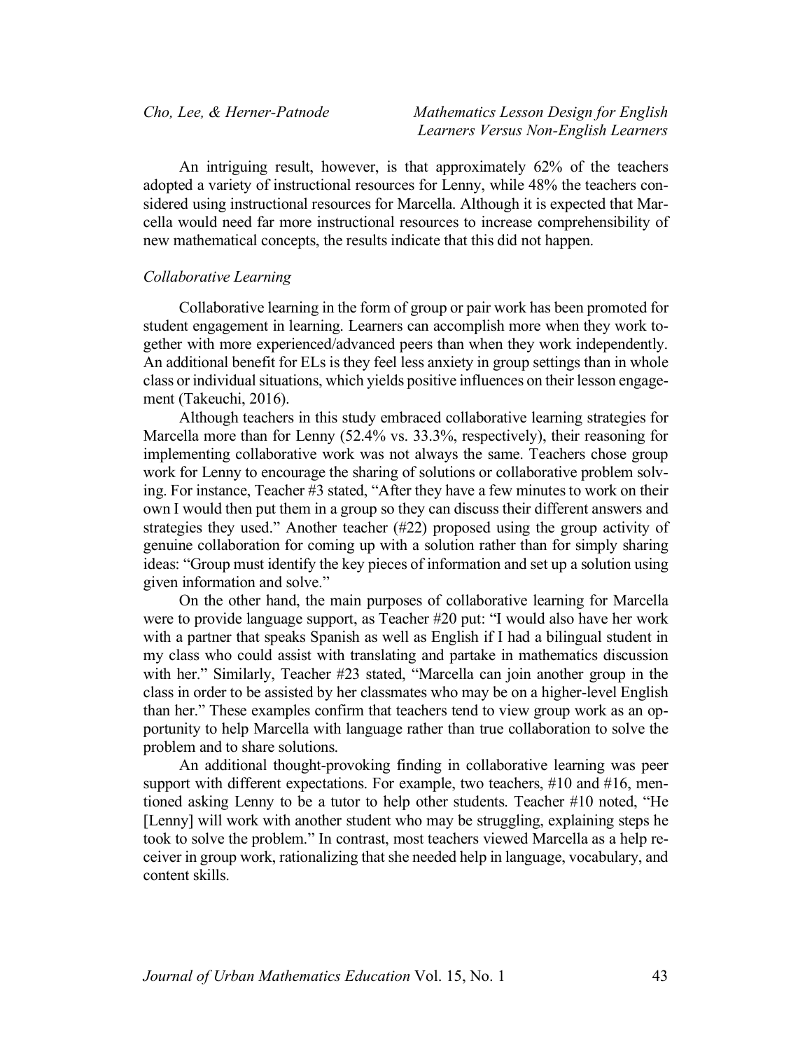An intriguing result, however, is that approximately 62% of the teachers adopted a variety of instructional resources for Lenny, while 48% the teachers considered using instructional resources for Marcella. Although it is expected that Marcella would need far more instructional resources to increase comprehensibility of new mathematical concepts, the results indicate that this did not happen.

*Collaborative Learning*

Collaborative learning in the form of group or pair work has been promoted for student engagement in learning. Learners can accomplish more when they work together with more experienced/advanced peers than when they work independently. An additional benefit for ELs is they feel less anxiety in group settings than in whole class or individual situations, which yields positive influences on their lesson engagement (Takeuchi, 2016).

Although teachers in this study embraced collaborative learning strategies for Marcella more than for Lenny (52.4% vs. 33.3%, respectively), their reasoning for implementing collaborative work was not always the same. Teachers chose group work for Lenny to encourage the sharing of solutions or collaborative problem solving. For instance, Teacher #3 stated, "After they have a few minutes to work on their own I would then put them in a group so they can discuss their different answers and strategies they used." Another teacher (#22) proposed using the group activity of genuine collaboration for coming up with a solution rather than for simply sharing ideas: "Group must identify the key pieces of information and set up a solution using given information and solve."

On the other hand, the main purposes of collaborative learning for Marcella were to provide language support, as Teacher #20 put: "I would also have her work with a partner that speaks Spanish as well as English if I had a bilingual student in my class who could assist with translating and partake in mathematics discussion with her." Similarly, Teacher #23 stated, "Marcella can join another group in the class in order to be assisted by her classmates who may be on a higher-level English than her." These examples confirm that teachers tend to view group work as an opportunity to help Marcella with language rather than true collaboration to solve the problem and to share solutions.

An additional thought-provoking finding in collaborative learning was peer support with different expectations. For example, two teachers, #10 and #16, mentioned asking Lenny to be a tutor to help other students. Teacher #10 noted, "He [Lenny] will work with another student who may be struggling, explaining steps he took to solve the problem." In contrast, most teachers viewed Marcella as a help receiver in group work, rationalizing that she needed help in language, vocabulary, and content skills.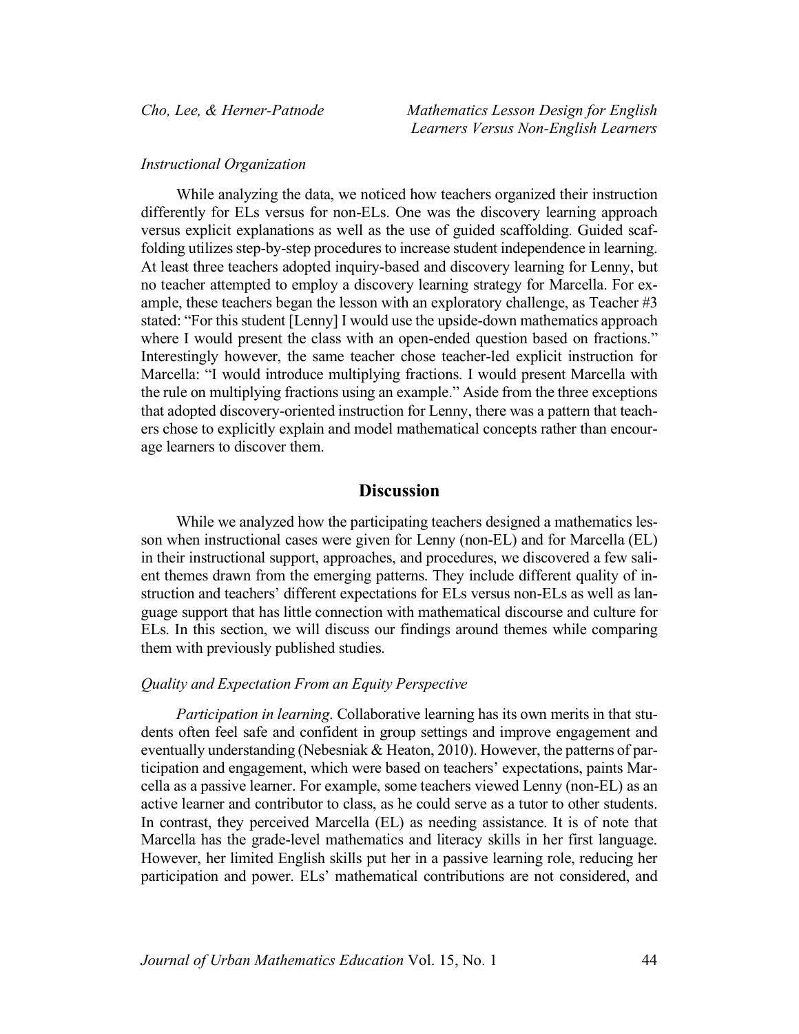*Instructional Organization*

While analyzing the data, we noticed how teachers organized their instruction differently for ELs versus for non-ELs. One was the discovery learning approach versus explicit explanations as well as the use of guided scaffolding. Guided scaffolding utilizes step-by-step procedures to increase student independence in learning. At least three teachers adopted inquiry-based and discovery learning for Lenny, but no teacher attempted to employ a discovery learning strategy for Marcella. For example, these teachers began the lesson with an exploratory challenge, as Teacher #3 stated: "For this student [Lenny] I would use the upside-down mathematics approach where I would present the class with an open-ended question based on fractions." Interestingly however, the same teacher chose teacher-led explicit instruction for Marcella: "I would introduce multiplying fractions. I would present Marcella with the rule on multiplying fractions using an example." Aside from the three exceptions that adopted discovery-oriented instruction for Lenny, there was a pattern that teachers chose to explicitly explain and model mathematical concepts rather than encourage learners to discover them.

## Discussion

While we analyzed how the participating teachers designed a mathematics lesson when instructional cases were given for Lenny (non-EL) and for Marcella (EL) in their instructional support, approaches, and procedures, we discovered a few salient themes drawn from the emerging patterns. They include different quality of instruction and teachers' different expectations for ELs versus non-ELs as well as language support that has little connection with mathematical discourse and culture for ELs. In this section, we will discuss our findings around themes while comparing them with previously published studies.

*Quality and Expectation From an Equity Perspective*

*Participation in learning*. Collaborative learning has its own merits in that students often feel safe and confident in group settings and improve engagement and eventually understanding (Nebesniak & Heaton, 2010). However, the patterns of participation and engagement, which were based on teachers' expectations, paints Marcella as a passive learner. For example, some teachers viewed Lenny (non-EL) as an active learner and contributor to class, as he could serve as a tutor to other students. In contrast, they perceived Marcella (EL) as needing assistance. It is of note that Marcella has the grade-level mathematics and literacy skills in her first language. However, her limited English skills put her in a passive learning role, reducing her participation and power. ELs' mathematical contributions are not considered, and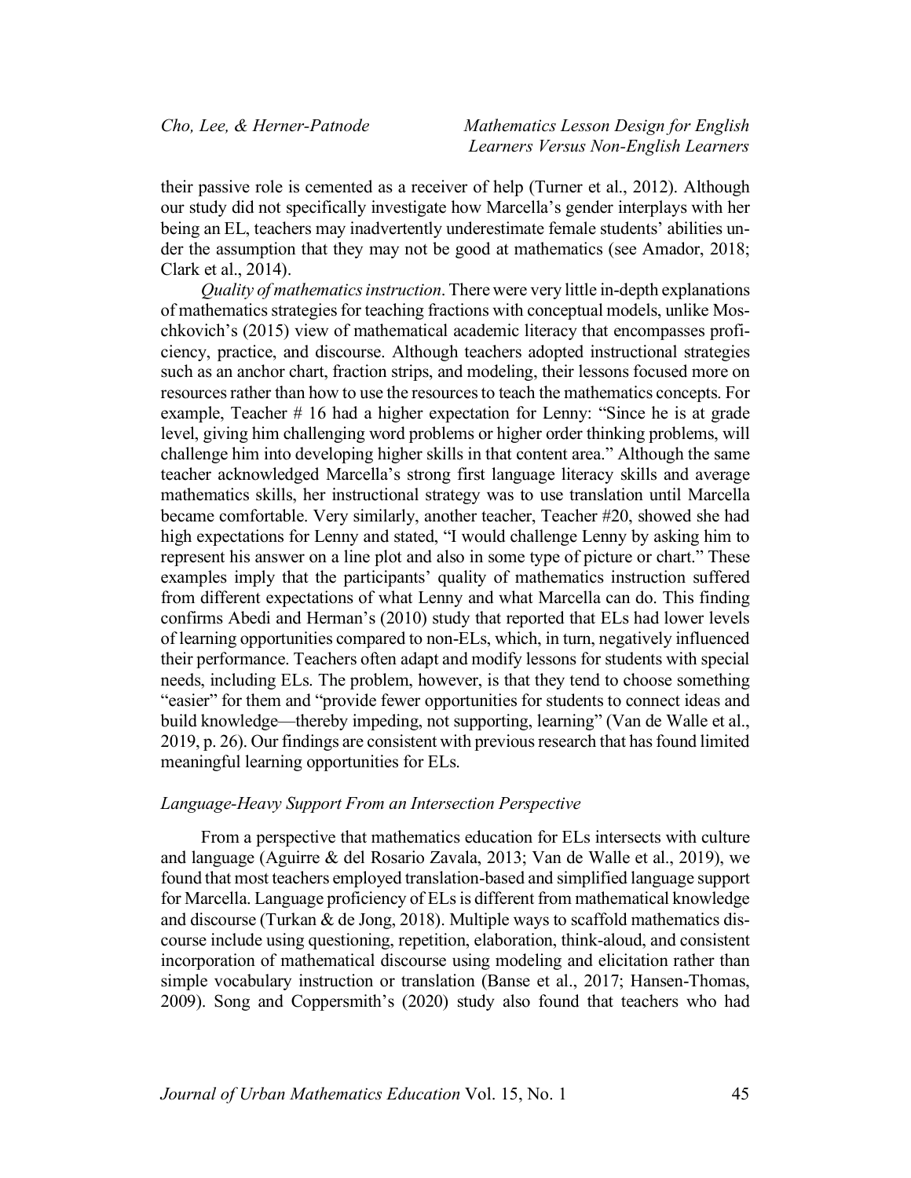their passive role is cemented as a receiver of help (Turner et al., 2012). Although our study did not specifically investigate how Marcella's gender interplays with her being an EL, teachers may inadvertently underestimate female students' abilities under the assumption that they may not be good at mathematics (see Amador, 2018; Clark et al., 2014).

*Quality of mathematics instruction*. There were very little in-depth explanations of mathematics strategies for teaching fractions with conceptual models, unlike Moschkovich's (2015) view of mathematical academic literacy that encompasses proficiency, practice, and discourse. Although teachers adopted instructional strategies such as an anchor chart, fraction strips, and modeling, their lessons focused more on resources rather than how to use the resources to teach the mathematics concepts. For example, Teacher # 16 had a higher expectation for Lenny: "Since he is at grade level, giving him challenging word problems or higher order thinking problems, will challenge him into developing higher skills in that content area." Although the same teacher acknowledged Marcella's strong first language literacy skills and average mathematics skills, her instructional strategy was to use translation until Marcella became comfortable. Very similarly, another teacher, Teacher #20, showed she had high expectations for Lenny and stated, "I would challenge Lenny by asking him to represent his answer on a line plot and also in some type of picture or chart." These examples imply that the participants' quality of mathematics instruction suffered from different expectations of what Lenny and what Marcella can do. This finding confirms Abedi and Herman's (2010) study that reported that ELs had lower levels of learning opportunities compared to non-ELs, which, in turn, negatively influenced their performance. Teachers often adapt and modify lessons for students with special needs, including ELs. The problem, however, is that they tend to choose something "easier" for them and "provide fewer opportunities for students to connect ideas and build knowledge—thereby impeding, not supporting, learning" (Van de Walle et al., 2019, p. 26). Our findings are consistent with previous research that has found limited meaningful learning opportunities for ELs.

### *Language-Heavy Support From an Intersection Perspective*

From a perspective that mathematics education for ELs intersects with culture and language (Aguirre & del Rosario Zavala, 2013; Van de Walle et al., 2019), we found that most teachers employed translation-based and simplified language support for Marcella. Language proficiency of ELs is different from mathematical knowledge and discourse (Turkan & de Jong, 2018). Multiple ways to scaffold mathematics discourse include using questioning, repetition, elaboration, think-aloud, and consistent incorporation of mathematical discourse using modeling and elicitation rather than simple vocabulary instruction or translation (Banse et al., 2017; Hansen-Thomas, 2009). Song and Coppersmith's (2020) study also found that teachers who had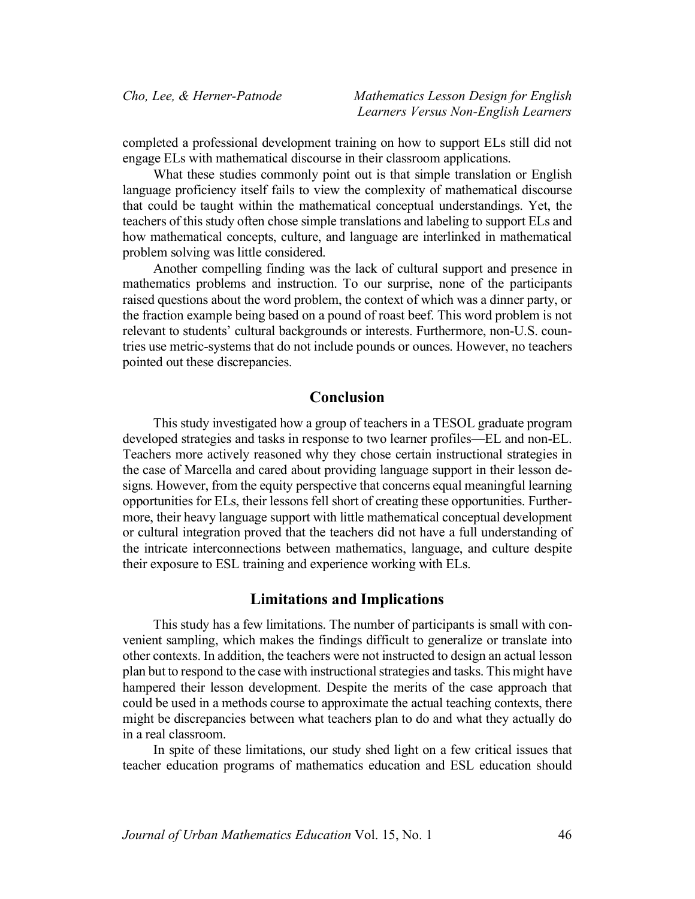completed a professional development training on how to support ELs still did not engage ELs with mathematical discourse in their classroom applications.

What these studies commonly point out is that simple translation or English language proficiency itself fails to view the complexity of mathematical discourse that could be taught within the mathematical conceptual understandings. Yet, the teachers of this study often chose simple translations and labeling to support ELs and how mathematical concepts, culture, and language are interlinked in mathematical problem solving was little considered.

Another compelling finding was the lack of cultural support and presence in mathematics problems and instruction. To our surprise, none of the participants raised questions about the word problem, the context of which was a dinner party, or the fraction example being based on a pound of roast beef. This word problem is not relevant to students' cultural backgrounds or interests. Furthermore, non-U.S. countries use metric-systems that do not include pounds or ounces. However, no teachers pointed out these discrepancies.

## Conclusion

This study investigated how a group of teachers in a TESOL graduate program developed strategies and tasks in response to two learner profiles—EL and non-EL. Teachers more actively reasoned why they chose certain instructional strategies in the case of Marcella and cared about providing language support in their lesson designs. However, from the equity perspective that concerns equal meaningful learning opportunities for ELs, their lessons fell short of creating these opportunities. Furthermore, their heavy language support with little mathematical conceptual development or cultural integration proved that the teachers did not have a full understanding of the intricate interconnections between mathematics, language, and culture despite their exposure to ESL training and experience working with ELs.

## Limitations and Implications

This study has a few limitations. The number of participants is small with convenient sampling, which makes the findings difficult to generalize or translate into other contexts. In addition, the teachers were not instructed to design an actual lesson plan but to respond to the case with instructional strategies and tasks. This might have hampered their lesson development. Despite the merits of the case approach that could be used in a methods course to approximate the actual teaching contexts, there might be discrepancies between what teachers plan to do and what they actually do in a real classroom.

In spite of these limitations, our study shed light on a few critical issues that teacher education programs of mathematics education and ESL education should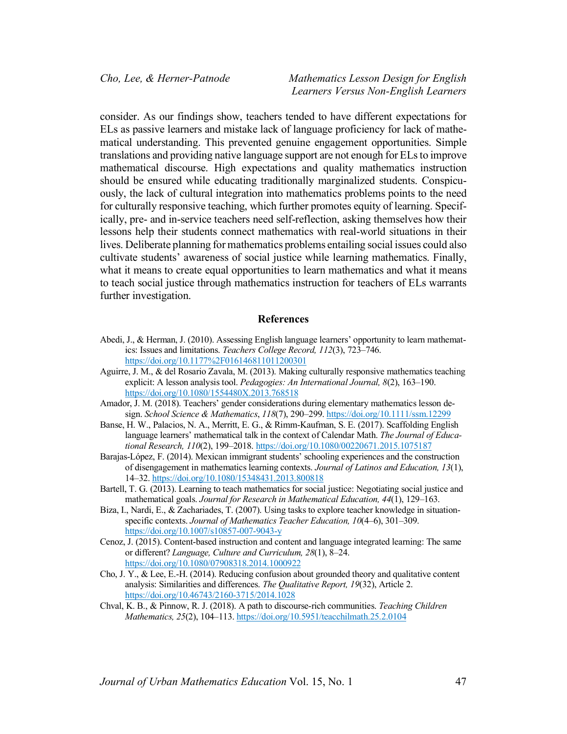consider. As our findings show, teachers tended to have different expectations for ELs as passive learners and mistake lack of language proficiency for lack of mathematical understanding. This prevented genuine engagement opportunities. Simple translations and providing native language support are not enough for ELs to improve mathematical discourse. High expectations and quality mathematics instruction should be ensured while educating traditionally marginalized students. Conspicuously, the lack of cultural integration into mathematics problems points to the need for culturally responsive teaching, which further promotes equity of learning. Specifically, pre- and in-service teachers need self-reflection, asking themselves how their lessons help their students connect mathematics with real-world situations in their lives. Deliberate planning for mathematics problems entailing social issues could also cultivate students' awareness of social justice while learning mathematics. Finally, what it means to create equal opportunities to learn mathematics and what it means to teach social justice through mathematics instruction for teachers of ELs warrants further investigation.

## References

Abedi, J., & Herman, J. (2010). Assessing English language learners' opportunity to learn mathematics: Issues and limitations. *Teachers College Record, 112*(3), 723–746. https://doi.org/10.1177%2F016146811011200301

Aguirre, J. M., & del Rosario Zavala, M. (2013). Making culturally responsive mathematics teaching explicit: A lesson analysis tool. *Pedagogies: An International Journal, 8*(2), 163–190. https://doi.org/10.1080/1554480X.2013.768518

Amador, J. M. (2018). Teachers' gender considerations during elementary mathematics lesson design. *School Science & Mathematics*, *118*(7), 290–299. https://doi.org/10.1111/ssm.12299

Banse, H. W., Palacios, N. A., Merritt, E. G., & Rimm-Kaufman, S. E. (2017). Scaffolding English language learners' mathematical talk in the context of Calendar Math. *The Journal of Educational Research, 110*(2), 199–2018. https://doi.org/10.1080/00220671.2015.1075187

Barajas-López, F. (2014). Mexican immigrant students' schooling experiences and the construction of disengagement in mathematics learning contexts. *Journal of Latinos and Education, 13*(1), 14–32. https://doi.org/10.1080/15348431.2013.800818

Bartell, T. G. (2013). Learning to teach mathematics for social justice: Negotiating social justice and mathematical goals. *Journal for Research in Mathematical Education, 44*(1), 129–163.

Biza, I., Nardi, E., & Zachariades, T. (2007). Using tasks to explore teacher knowledge in situation-specific contexts. *Journal of Mathematics Teacher Education, 10*(4–6), 301–309. https://doi.org/10.1007/s10857-007-9043-y

Cenoz, J. (2015). Content-based instruction and content and language integrated learning: The same or different? *Language, Culture and Curriculum, 28*(1), 8–24. https://doi.org/10.1080/07908318.2014.1000922

Cho, J. Y., & Lee, E.-H. (2014). Reducing confusion about grounded theory and qualitative content analysis: Similarities and differences. *The Qualitative Report, 19*(32), Article 2. https://doi.org/10.46743/2160-3715/2014.1028

Chval, K. B., & Pinnow, R. J. (2018). A path to discourse-rich communities. *Teaching Children Mathematics, 25*(2), 104–113. https://doi.org/10.5951/teacchilmath.25.2.0104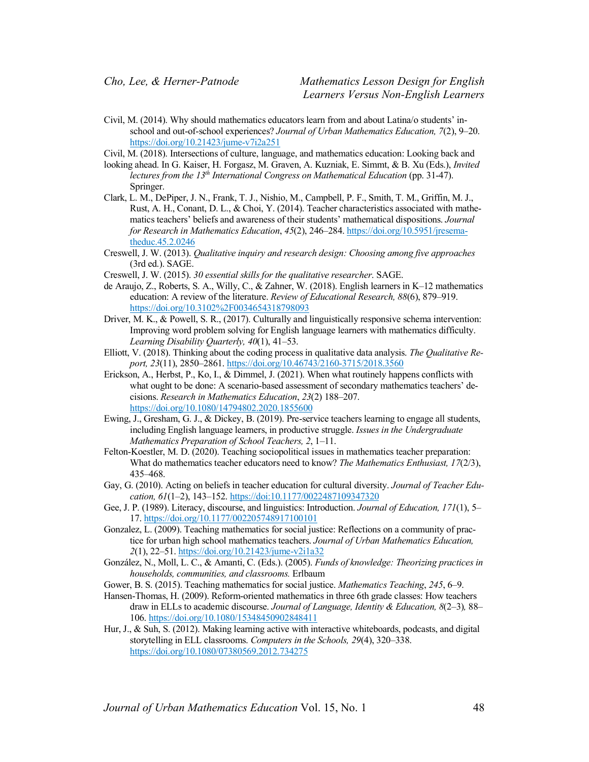Civil, M. (2014). Why should mathematics educators learn from and about Latina/o students' in-school and out-of-school experiences? *Journal of Urban Mathematics Education, 7*(2), 9–20. https://doi.org/10.21423/jume-v7i2a251

Civil, M. (2018). Intersections of culture, language, and mathematics education: Looking back and looking ahead. In G. Kaiser, H. Forgasz, M. Graven, A. Kuzniak, E. Simmt, & B. Xu (Eds.), *Invited lectures from the 13th International Congress on Mathematical Education* (pp. 31-47). Springer.

Clark, L. M., DePiper, J. N., Frank, T. J., Nishio, M., Campbell, P. F., Smith, T. M., Griffin, M. J., Rust, A. H., Conant, D. L., & Choi, Y. (2014). Teacher characteristics associated with mathematics teachers' beliefs and awareness of their students' mathematical dispositions. *Journal for Research in Mathematics Education*, *45*(2), 246–284. https://doi.org/10.5951/jresematheduc.45.2.0246

Creswell, J. W. (2013). *Qualitative inquiry and research design: Choosing among five approaches* (3rd ed.). SAGE.

Creswell, J. W. (2015). *30 essential skills for the qualitative researcher*. SAGE.

de Araujo, Z., Roberts, S. A., Willy, C., & Zahner, W. (2018). English learners in K–12 mathematics education: A review of the literature. *Review of Educational Research, 88*(6), 879–919. https://doi.org/10.3102%2F0034654318798093

Driver, M. K., & Powell, S. R., (2017). Culturally and linguistically responsive schema intervention: Improving word problem solving for English language learners with mathematics difficulty. *Learning Disability Quarterly, 40*(1), 41–53.

Elliott, V. (2018). Thinking about the coding process in qualitative data analysis. *The Qualitative Report, 23*(11), 2850–2861. https://doi.org/10.46743/2160-3715/2018.3560

Erickson, A., Herbst, P., Ko, I., & Dimmel, J. (2021). When what routinely happens conflicts with what ought to be done: A scenario-based assessment of secondary mathematics teachers' decisions. *Research in Mathematics Education*, *23*(2) 188–207. https://doi.org/10.1080/14794802.2020.1855600

Ewing, J., Gresham, G. J., & Dickey, B. (2019). Pre-service teachers learning to engage all students, including English language learners, in productive struggle. *Issues in the Undergraduate Mathematics Preparation of School Teachers, 2*, 1–11.

Felton-Koestler, M. D. (2020). Teaching sociopolitical issues in mathematics teacher preparation: What do mathematics teacher educators need to know? *The Mathematics Enthusiast, 17*(2/3), 435–468.

Gay, G. (2010). Acting on beliefs in teacher education for cultural diversity. *Journal of Teacher Education, 61*(1–2), 143–152. https://doi:10.1177/0022487109347320

Gee, J. P. (1989). Literacy, discourse, and linguistics: Introduction. *Journal of Education, 171*(1), 5–17. https://doi.org/10.1177/002205748917100101

Gonzalez, L. (2009). Teaching mathematics for social justice: Reflections on a community of practice for urban high school mathematics teachers. *Journal of Urban Mathematics Education, 2*(1), 22–51. https://doi.org/10.21423/jume-v2i1a32

González, N., Moll, L. C., & Amanti, C. (Eds.). (2005). *Funds of knowledge: Theorizing practices in households, communities, and classrooms.* Erlbaum

Gower, B. S. (2015). Teaching mathematics for social justice. *Mathematics Teaching*, *245*, 6–9.

Hansen-Thomas, H. (2009). Reform-oriented mathematics in three 6th grade classes: How teachers draw in ELLs to academic discourse. *Journal of Language, Identity & Education, 8*(2–3), 88–106. https://doi.org/10.1080/15348450902848411

Hur, J., & Suh, S. (2012). Making learning active with interactive whiteboards, podcasts, and digital storytelling in ELL classrooms. *Computers in the Schools, 29*(4), 320–338. https://doi.org/10.1080/07380569.2012.734275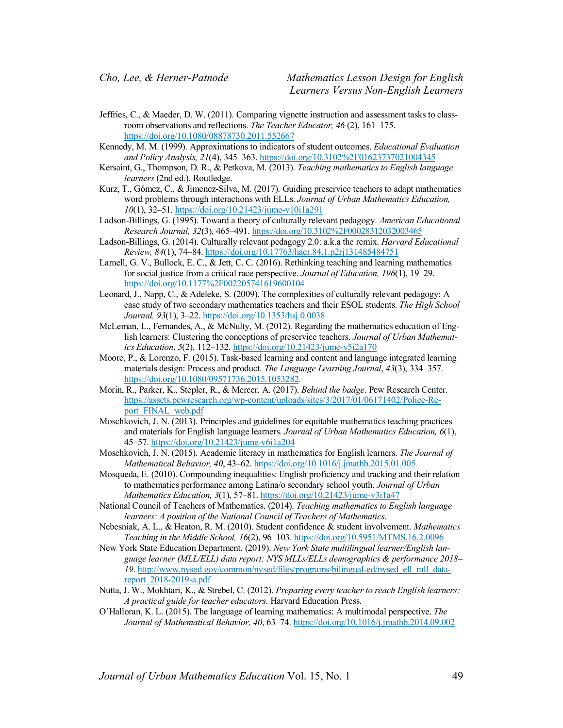Jeffries, C., & Maeder, D. W. (2011). Comparing vignette instruction and assessment tasks to classroom observations and reflections. *The Teacher Educator, 46* (2), 161–175. https://doi.org/10.1080/08878730.2011.552667

Kennedy, M. M. (1999). Approximations to indicators of student outcomes. *Educational Evaluation and Policy Analysis, 21*(4), 345–363. https://doi.org/10.3102%2F01623737021004345

Kersaint, G., Thompson, D. R., & Petkova, M. (2013). *Teaching mathematics to English language learners* (2nd ed.). Routledge.

Kurz, T., Gómez, C., & Jimenez-Silva, M. (2017). Guiding preservice teachers to adapt mathematics word problems through interactions with ELLs. *Journal of Urban Mathematics Education, 10*(1), 32–51. https://doi.org/10.21423/jume-v10i1a291

Ladson-Billings, G. (1995). Toward a theory of culturally relevant pedagogy. *American Educational Research Journal, 32*(3), 465–491. https://doi.org/10.3102%2F00028312032003465

Ladson-Billings, G. (2014). Culturally relevant pedagogy 2.0: a.k.a the remix. *Harvard Educational Review, 84*(1), 74–84. https://doi.org/10.17763/haer.84.1.p2rj131485484751

Larnell, G. V., Bullock, E. C., & Jett, C. C. (2016). Rethinking teaching and learning mathematics for social justice from a critical race perspective. *Journal of Education, 196*(1), 19–29. https://doi.org/10.1177%2F002205741619600104

Leonard, J., Napp, C., & Adeleke, S. (2009). The complexities of culturally relevant pedagogy: A case study of two secondary mathematics teachers and their ESOL students. *The High School Journal, 93*(1), 3–22. https://doi.org/10.1353/hsj.0.0038

McLeman, L., Fernandes, A., & McNulty, M. (2012). Regarding the mathematics education of English learners: Clustering the conceptions of preservice teachers. *Journal of Urban Mathematics Education*, *5*(2), 112–132. https://doi.org/10.21423/jume-v5i2a170

Moore, P., & Lorenzo, F. (2015). Task-based learning and content and language integrated learning materials design: Process and product. *The Language Learning Journal*, *43*(3), 334–357. https://doi.org/10.1080/09571736.2015.1053282.

Morin, R., Parker, K., Stepler, R., & Mercer, A. (2017). *Behind the badge*. Pew Research Center. https://assets.pewresearch.org/wp-content/uploads/sites/3/2017/01/06171402/Police-Report_FINAL_web.pdf

Moschkovich, J. N. (2013). Principles and guidelines for equitable mathematics teaching practices and materials for English language learners. *Journal of Urban Mathematics Education, 6*(1), 45–57. https://doi.org/10.21423/jume-v6i1a204

Moschkovich, J. N. (2015). Academic literacy in mathematics for English learners. *The Journal of Mathematical Behavior, 40*, 43–62. https://doi.org/10.1016/j.jmathb.2015.01.005

Mosqueda, E. (2010). Compounding inequalities: English proficiency and tracking and their relation to mathematics performance among Latina/o secondary school youth. *Journal of Urban Mathematics Education, 3*(1), 57–81. https://doi.org/10.21423/jume-v3i1a47

National Council of Teachers of Mathematics. (2014). *Teaching mathematics to English language learners: A position of the National Council of Teachers of Mathematics*.

Nebesniak, A. L., & Heaton, R. M. (2010). Student confidence & student involvement. *Mathematics Teaching in the Middle School, 16*(2), 96–103. https://doi.org/10.5951/MTMS.16.2.0096

New York State Education Department. (2019). *New York State multilingual learner/English language learner (MLL/ELL) data report: NYS MLLs/ELLs demographics & performance 2018–19*. http://www.nysed.gov/common/nysed/files/programs/bilingual-ed/nysed_ell_mll_data-report_2018-2019-a.pdf

Nutta, J. W., Mokhtari, K., & Strebel, C. (2012). *Preparing every teacher to reach English learners: A practical guide for teacher educators*. Harvard Education Press.

O'Halloran, K. L. (2015). The language of learning mathematics: A multimodal perspective. *The Journal of Mathematical Behavior, 40*, 63–74. https://doi.org/10.1016/j.jmathb.2014.09.002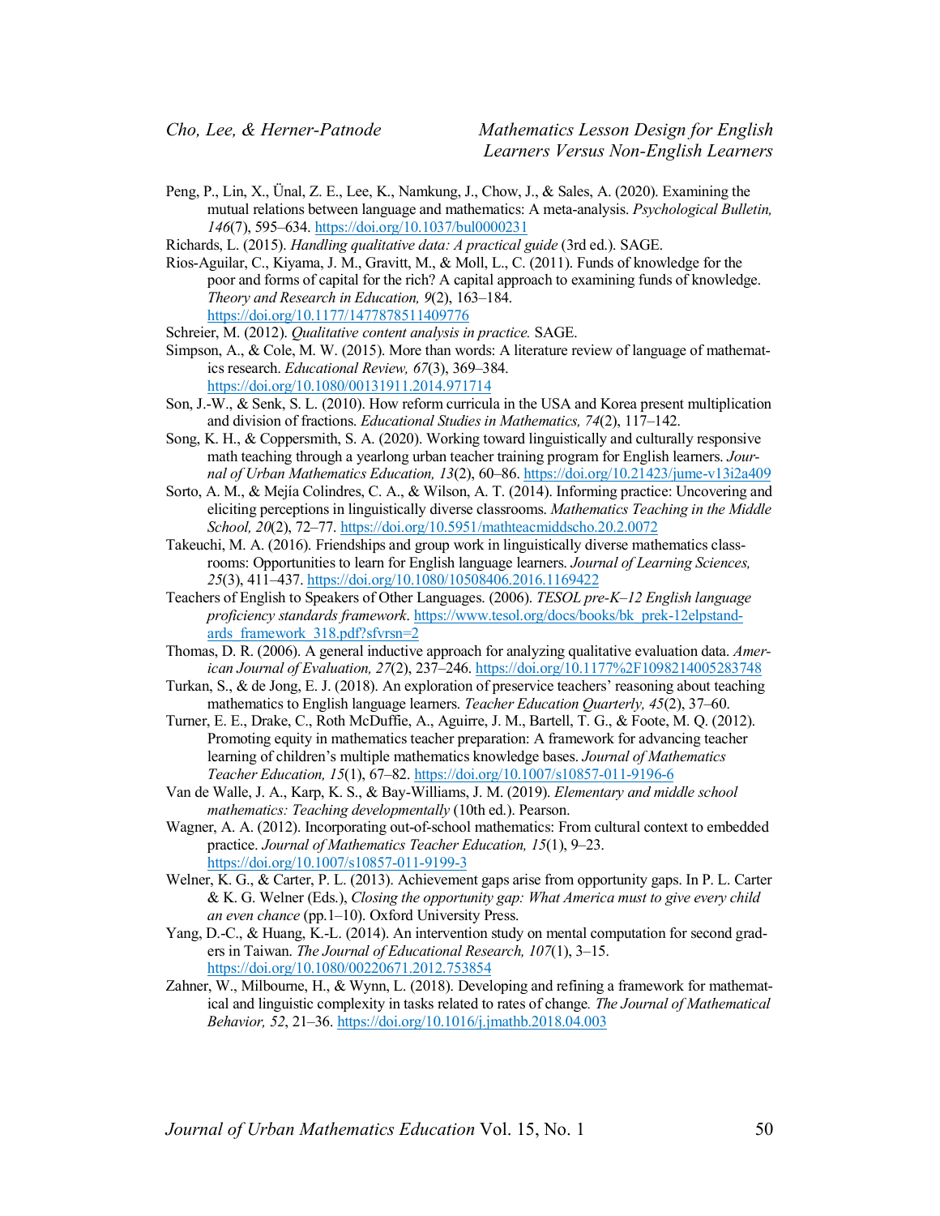Peng, P., Lin, X., Ünal, Z. E., Lee, K., Namkung, J., Chow, J., & Sales, A. (2020). Examining the mutual relations between language and mathematics: A meta-analysis. *Psychological Bulletin, 146*(7), 595–634. https://doi.org/10.1037/bul0000231

Richards, L. (2015). *Handling qualitative data: A practical guide* (3rd ed.). SAGE.

Rios-Aguilar, C., Kiyama, J. M., Gravitt, M., & Moll, L., C. (2011). Funds of knowledge for the poor and forms of capital for the rich? A capital approach to examining funds of knowledge. *Theory and Research in Education, 9*(2), 163–184. https://doi.org/10.1177/1477878511409776

Schreier, M. (2012). *Qualitative content analysis in practice.* SAGE.

Simpson, A., & Cole, M. W. (2015). More than words: A literature review of language of mathematics research. *Educational Review, 67*(3), 369–384. https://doi.org/10.1080/00131911.2014.971714

Son, J.-W., & Senk, S. L. (2010). How reform curricula in the USA and Korea present multiplication and division of fractions. *Educational Studies in Mathematics, 74*(2), 117–142.

Song, K. H., & Coppersmith, S. A. (2020). Working toward linguistically and culturally responsive math teaching through a yearlong urban teacher training program for English learners. *Journal of Urban Mathematics Education, 13*(2), 60–86. https://doi.org/10.21423/jume-v13i2a409

Sorto, A. M., & Mejía Colindres, C. A., & Wilson, A. T. (2014). Informing practice: Uncovering and eliciting perceptions in linguistically diverse classrooms. *Mathematics Teaching in the Middle School, 20*(2), 72–77. https://doi.org/10.5951/mathteacmiddscho.20.2.0072

Takeuchi, M. A. (2016). Friendships and group work in linguistically diverse mathematics classrooms: Opportunities to learn for English language learners. *Journal of Learning Sciences, 25*(3), 411–437. https://doi.org/10.1080/10508406.2016.1169422

Teachers of English to Speakers of Other Languages. (2006). *TESOL pre-K–12 English language proficiency standards framework*. https://www.tesol.org/docs/books/bk_prek-12elpstandards_framework_318.pdf?sfvrsn=2

Thomas, D. R. (2006). A general inductive approach for analyzing qualitative evaluation data. *American Journal of Evaluation, 27*(2), 237–246. https://doi.org/10.1177%2F1098214005283748

Turkan, S., & de Jong, E. J. (2018). An exploration of preservice teachers' reasoning about teaching mathematics to English language learners. *Teacher Education Quarterly, 45*(2), 37–60.

Turner, E. E., Drake, C., Roth McDuffie, A., Aguirre, J. M., Bartell, T. G., & Foote, M. Q. (2012). Promoting equity in mathematics teacher preparation: A framework for advancing teacher learning of children's multiple mathematics knowledge bases. *Journal of Mathematics Teacher Education, 15*(1), 67–82. https://doi.org/10.1007/s10857-011-9196-6

Van de Walle, J. A., Karp, K. S., & Bay-Williams, J. M. (2019). *Elementary and middle school mathematics: Teaching developmentally* (10th ed.). Pearson.

Wagner, A. A. (2012). Incorporating out-of-school mathematics: From cultural context to embedded practice. *Journal of Mathematics Teacher Education, 15*(1), 9–23. https://doi.org/10.1007/s10857-011-9199-3

Welner, K. G., & Carter, P. L. (2013). Achievement gaps arise from opportunity gaps. In P. L. Carter & K. G. Welner (Eds.), *Closing the opportunity gap: What America must to give every child an even chance* (pp.1–10). Oxford University Press.

Yang, D.-C., & Huang, K.-L. (2014). An intervention study on mental computation for second graders in Taiwan. *The Journal of Educational Research, 107*(1), 3–15. https://doi.org/10.1080/00220671.2012.753854

Zahner, W., Milbourne, H., & Wynn, L. (2018). Developing and refining a framework for mathematical and linguistic complexity in tasks related to rates of change. *The Journal of Mathematical Behavior, 52*, 21–36. https://doi.org/10.1016/j.jmathb.2018.04.003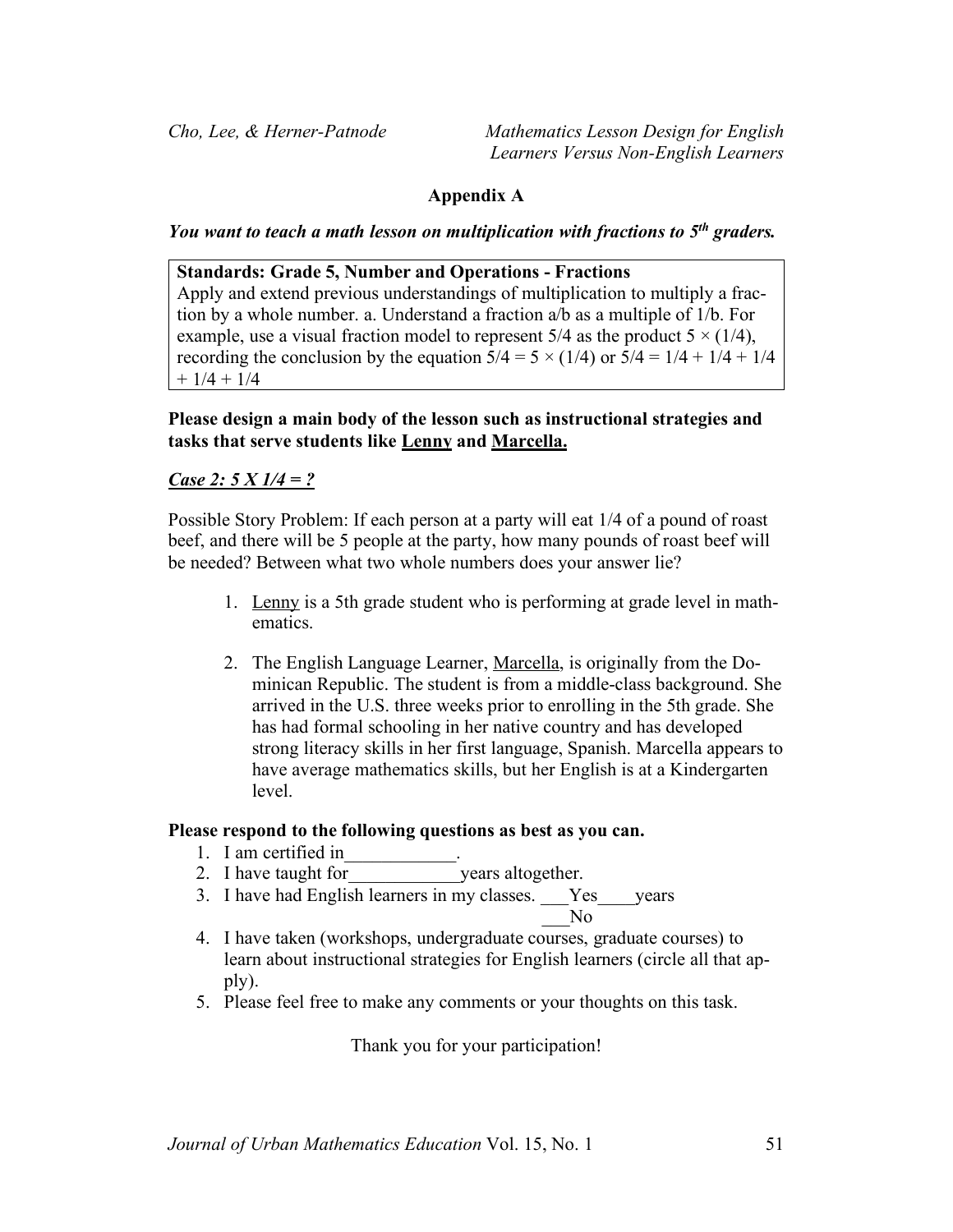## Appendix A

***You want to teach a math lesson on multiplication with fractions to 5th graders.***

| **Standards: Grade 5, Number and Operations - Fractions** |
|---|
| Apply and extend previous understandings of multiplication to multiply a fraction by a whole number. a. Understand a fraction a/b as a multiple of 1/b. For example, use a visual fraction model to represent 5/4 as the product $5 \times (1/4)$, recording the conclusion by the equation $5/4 = 5 \times (1/4)$ or $5/4 = 1/4 + 1/4 + 1/4 + 1/4 + 1/4$ |

**Please design a main body of the lesson such as instructional strategies and tasks that serve students like <u>Lenny</u> and <u>Marcella.</u>**

***<u>Case 2: 5 X 1/4 = ?</u>***

Possible Story Problem: If each person at a party will eat 1/4 of a pound of roast beef, and there will be 5 people at the party, how many pounds of roast beef will be needed? Between what two whole numbers does your answer lie?

1. <u>Lenny</u> is a 5th grade student who is performing at grade level in mathematics.
2. The English Language Learner, <u>Marcella</u>, is originally from the Dominican Republic. The student is from a middle-class background. She arrived in the U.S. three weeks prior to enrolling in the 5th grade. She has had formal schooling in her native country and has developed strong literacy skills in her first language, Spanish. Marcella appears to have average mathematics skills, but her English is at a Kindergarten level.

**Please respond to the following questions as best as you can.**

1. I am certified in____________.
2. I have taught for____________years altogether.
3. I have had English learners in my classes. ___Yes____years
   ___No
4. I have taken (workshops, undergraduate courses, graduate courses) to learn about instructional strategies for English learners (circle all that apply).
5. Please feel free to make any comments or your thoughts on this task.

Thank you for your participation!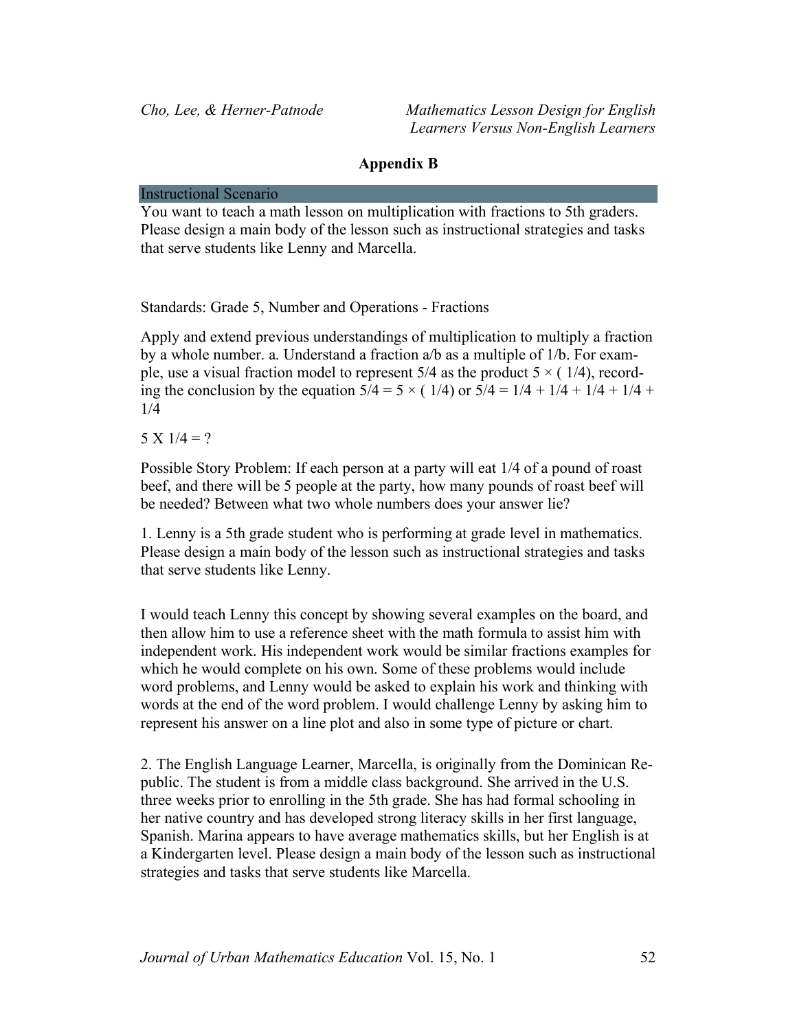## Appendix B

**Instructional Scenario**

You want to teach a math lesson on multiplication with fractions to 5th graders. Please design a main body of the lesson such as instructional strategies and tasks that serve students like Lenny and Marcella.

Standards: Grade 5, Number and Operations - Fractions

Apply and extend previous understandings of multiplication to multiply a fraction by a whole number. a. Understand a fraction a/b as a multiple of 1/b. For example, use a visual fraction model to represent 5/4 as the product $5 \times (1/4)$, recording the conclusion by the equation $5/4 = 5 \times (1/4)$ or $5/4 = 1/4 + 1/4 + 1/4 + 1/4 + 1/4$

$5 \text{ X } 1/4 = ?$

Possible Story Problem: If each person at a party will eat 1/4 of a pound of roast beef, and there will be 5 people at the party, how many pounds of roast beef will be needed? Between what two whole numbers does your answer lie?

1. Lenny is a 5th grade student who is performing at grade level in mathematics. Please design a main body of the lesson such as instructional strategies and tasks that serve students like Lenny.

I would teach Lenny this concept by showing several examples on the board, and then allow him to use a reference sheet with the math formula to assist him with independent work. His independent work would be similar fractions examples for which he would complete on his own. Some of these problems would include word problems, and Lenny would be asked to explain his work and thinking with words at the end of the word problem. I would challenge Lenny by asking him to represent his answer on a line plot and also in some type of picture or chart.

2. The English Language Learner, Marcella, is originally from the Dominican Republic. The student is from a middle class background. She arrived in the U.S. three weeks prior to enrolling in the 5th grade. She has had formal schooling in her native country and has developed strong literacy skills in her first language, Spanish. Marina appears to have average mathematics skills, but her English is at a Kindergarten level. Please design a main body of the lesson such as instructional strategies and tasks that serve students like Marcella.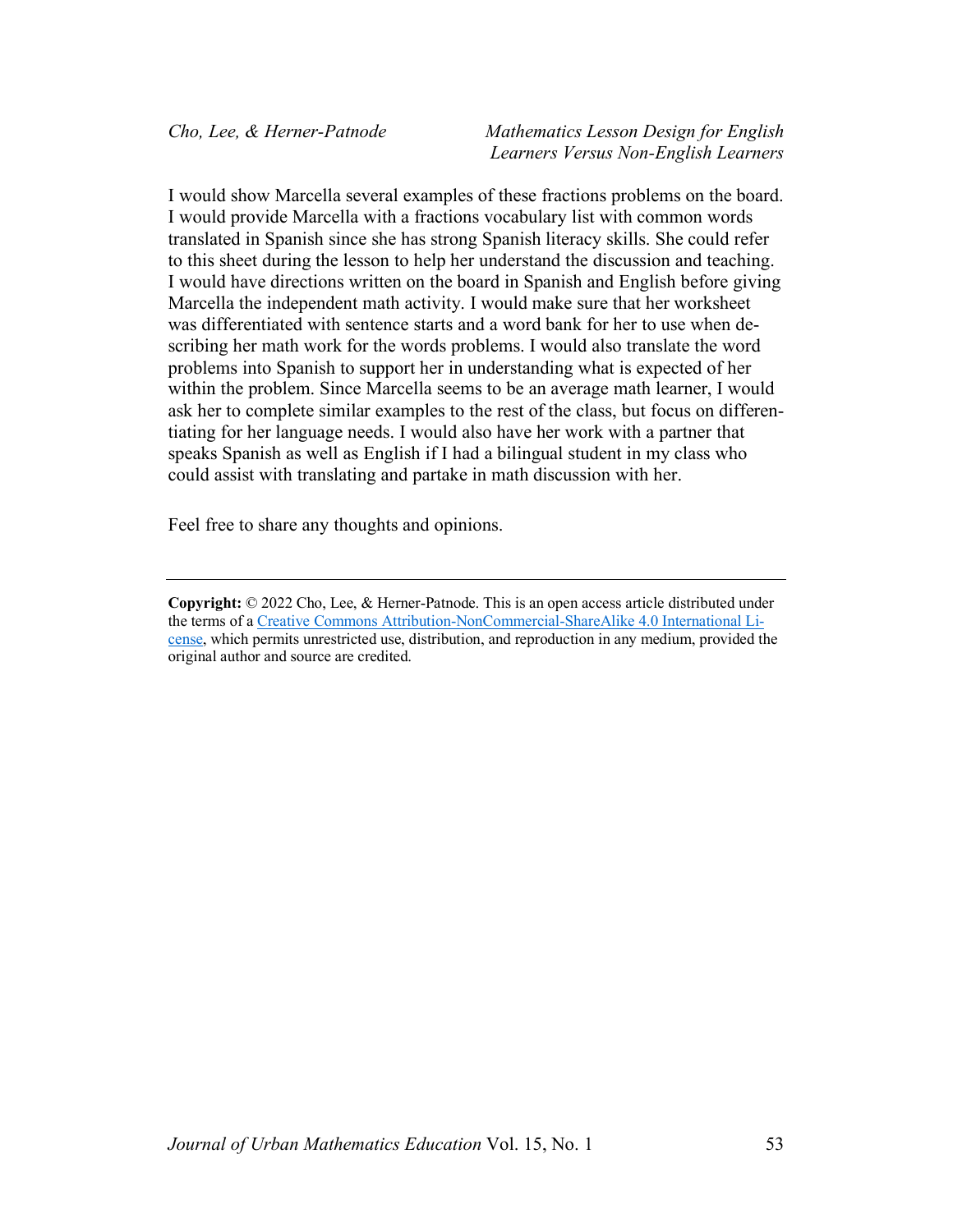I would show Marcella several examples of these fractions problems on the board. I would provide Marcella with a fractions vocabulary list with common words translated in Spanish since she has strong Spanish literacy skills. She could refer to this sheet during the lesson to help her understand the discussion and teaching. I would have directions written on the board in Spanish and English before giving Marcella the independent math activity. I would make sure that her worksheet was differentiated with sentence starts and a word bank for her to use when describing her math work for the words problems. I would also translate the word problems into Spanish to support her in understanding what is expected of her within the problem. Since Marcella seems to be an average math learner, I would ask her to complete similar examples to the rest of the class, but focus on differentiating for her language needs. I would also have her work with a partner that speaks Spanish as well as English if I had a bilingual student in my class who could assist with translating and partake in math discussion with her.

Feel free to share any thoughts and opinions.

---

**Copyright:** © 2022 Cho, Lee, & Herner-Patnode. This is an open access article distributed under the terms of a Creative Commons Attribution-NonCommercial-ShareAlike 4.0 International License, which permits unrestricted use, distribution, and reproduction in any medium, provided the original author and source are credited.